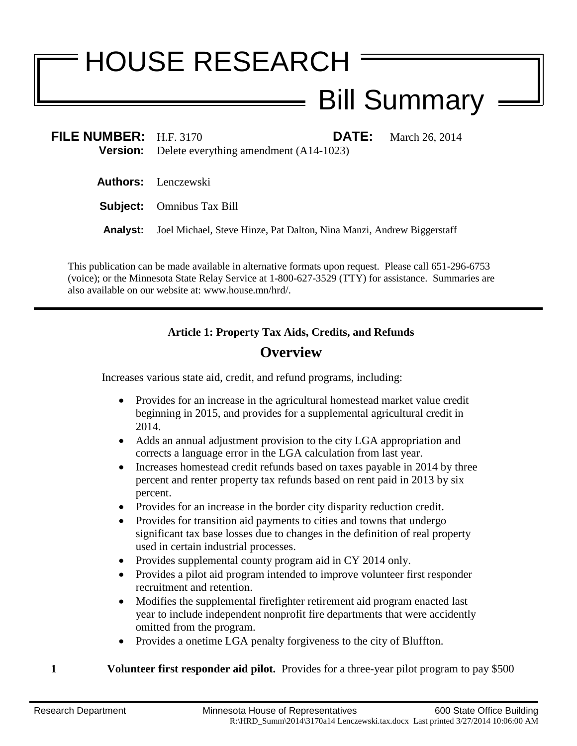# HOUSE RESEARCH

## Bill Summary

**FILE NUMBER:** H.F. 3170 **DATE:** March 26, 2014

**Version:** Delete everything amendment (A14-1023)

**Authors:** Lenczewski

**Subject:** Omnibus Tax Bill

**Analyst:** Joel Michael, Steve Hinze, Pat Dalton, Nina Manzi, Andrew Biggerstaff

This publication can be made available in alternative formats upon request. Please call 651-296-6753 (voice); or the Minnesota State Relay Service at 1-800-627-3529 (TTY) for assistance. Summaries are also available on our website at: www.house.mn/hrd/.

---

**Article 1: Property Tax Aids, Credits, and Refunds**

### Overview

Increases various state aid, credit, and refund programs, including:

- Provides for an increase in the agricultural homestead market value credit beginning in 2015, and provides for a supplemental agricultural credit in 2014.
- Adds an annual adjustment provision to the city LGA appropriation and corrects a language error in the LGA calculation from last year.
- Increases homestead credit refunds based on taxes payable in 2014 by three percent and renter property tax refunds based on rent paid in 2013 by six percent.
- Provides for an increase in the border city disparity reduction credit.
- Provides for transition aid payments to cities and towns that undergo significant tax base losses due to changes in the definition of real property used in certain industrial processes.
- Provides supplemental county program aid in CY 2014 only.
- Provides a pilot aid program intended to improve volunteer first responder recruitment and retention.
- Modifies the supplemental firefighter retirement aid program enacted last year to include independent nonprofit fire departments that were accidently omitted from the program.
- Provides a onetime LGA penalty forgiveness to the city of Bluffton.

**1** **Volunteer first responder aid pilot.** Provides for a three-year pilot program to pay $500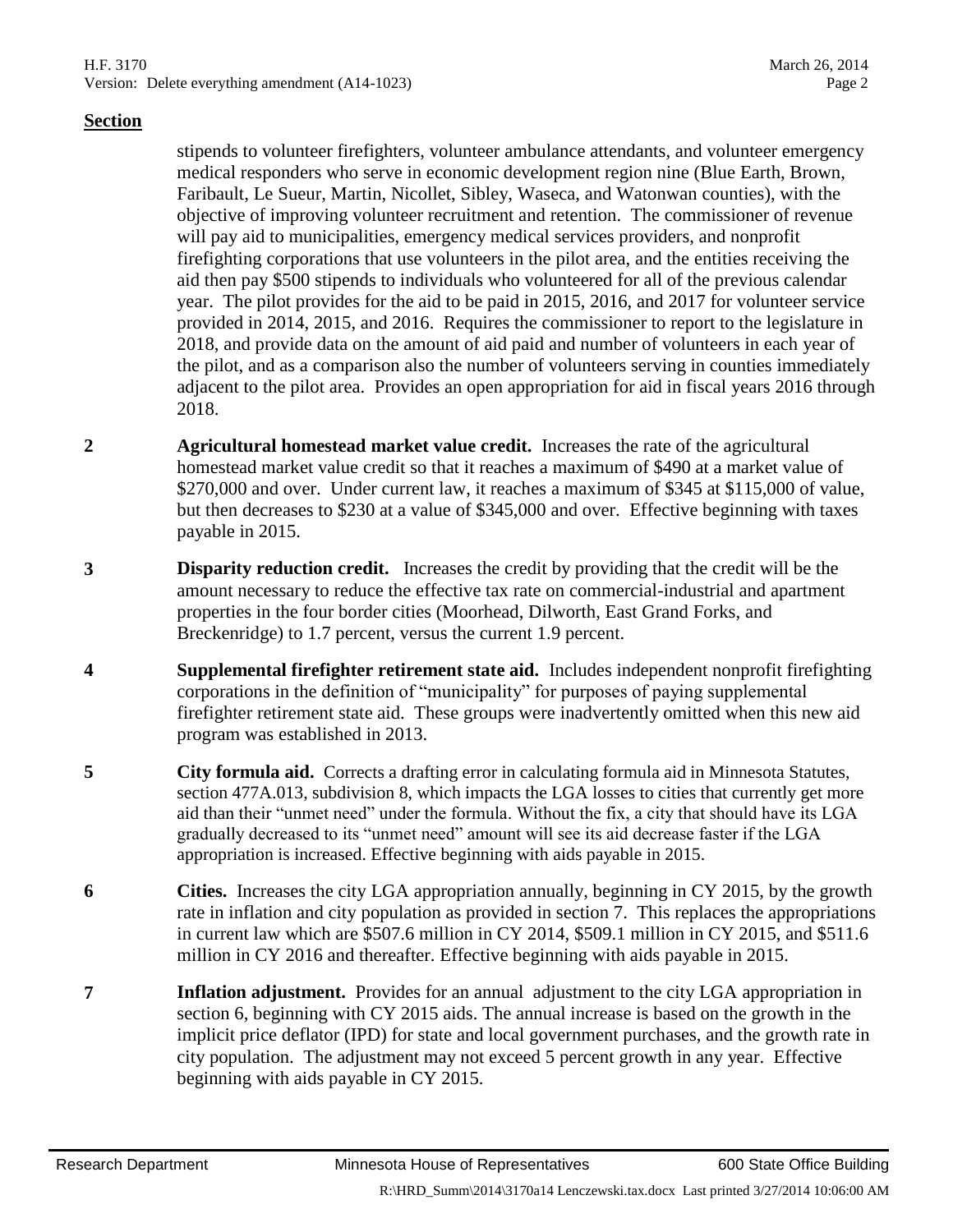**Section**

stipends to volunteer firefighters, volunteer ambulance attendants, and volunteer emergency medical responders who serve in economic development region nine (Blue Earth, Brown, Faribault, Le Sueur, Martin, Nicollet, Sibley, Waseca, and Watonwan counties), with the objective of improving volunteer recruitment and retention. The commissioner of revenue will pay aid to municipalities, emergency medical services providers, and nonprofit firefighting corporations that use volunteers in the pilot area, and the entities receiving the aid then pay $500 stipends to individuals who volunteered for all of the previous calendar year. The pilot provides for the aid to be paid in 2015, 2016, and 2017 for volunteer service provided in 2014, 2015, and 2016. Requires the commissioner to report to the legislature in 2018, and provide data on the amount of aid paid and number of volunteers in each year of the pilot, and as a comparison also the number of volunteers serving in counties immediately adjacent to the pilot area. Provides an open appropriation for aid in fiscal years 2016 through 2018.

**2** **Agricultural homestead market value credit.** Increases the rate of the agricultural homestead market value credit so that it reaches a maximum of $490 at a market value of $270,000 and over. Under current law, it reaches a maximum of $345 at $115,000 of value, but then decreases to $230 at a value of $345,000 and over. Effective beginning with taxes payable in 2015.

**3** **Disparity reduction credit.** Increases the credit by providing that the credit will be the amount necessary to reduce the effective tax rate on commercial-industrial and apartment properties in the four border cities (Moorhead, Dilworth, East Grand Forks, and Breckenridge) to 1.7 percent, versus the current 1.9 percent.

**4** **Supplemental firefighter retirement state aid.** Includes independent nonprofit firefighting corporations in the definition of "municipality" for purposes of paying supplemental firefighter retirement state aid. These groups were inadvertently omitted when this new aid program was established in 2013.

**5** **City formula aid.** Corrects a drafting error in calculating formula aid in Minnesota Statutes, section 477A.013, subdivision 8, which impacts the LGA losses to cities that currently get more aid than their "unmet need" under the formula. Without the fix, a city that should have its LGA gradually decreased to its "unmet need" amount will see its aid decrease faster if the LGA appropriation is increased. Effective beginning with aids payable in 2015.

**6** **Cities.** Increases the city LGA appropriation annually, beginning in CY 2015, by the growth rate in inflation and city population as provided in section 7. This replaces the appropriations in current law which are $507.6 million in CY 2014, $509.1 million in CY 2015, and $511.6 million in CY 2016 and thereafter. Effective beginning with aids payable in 2015.

**7** **Inflation adjustment.** Provides for an annual adjustment to the city LGA appropriation in section 6, beginning with CY 2015 aids. The annual increase is based on the growth in the implicit price deflator (IPD) for state and local government purchases, and the growth rate in city population. The adjustment may not exceed 5 percent growth in any year. Effective beginning with aids payable in CY 2015.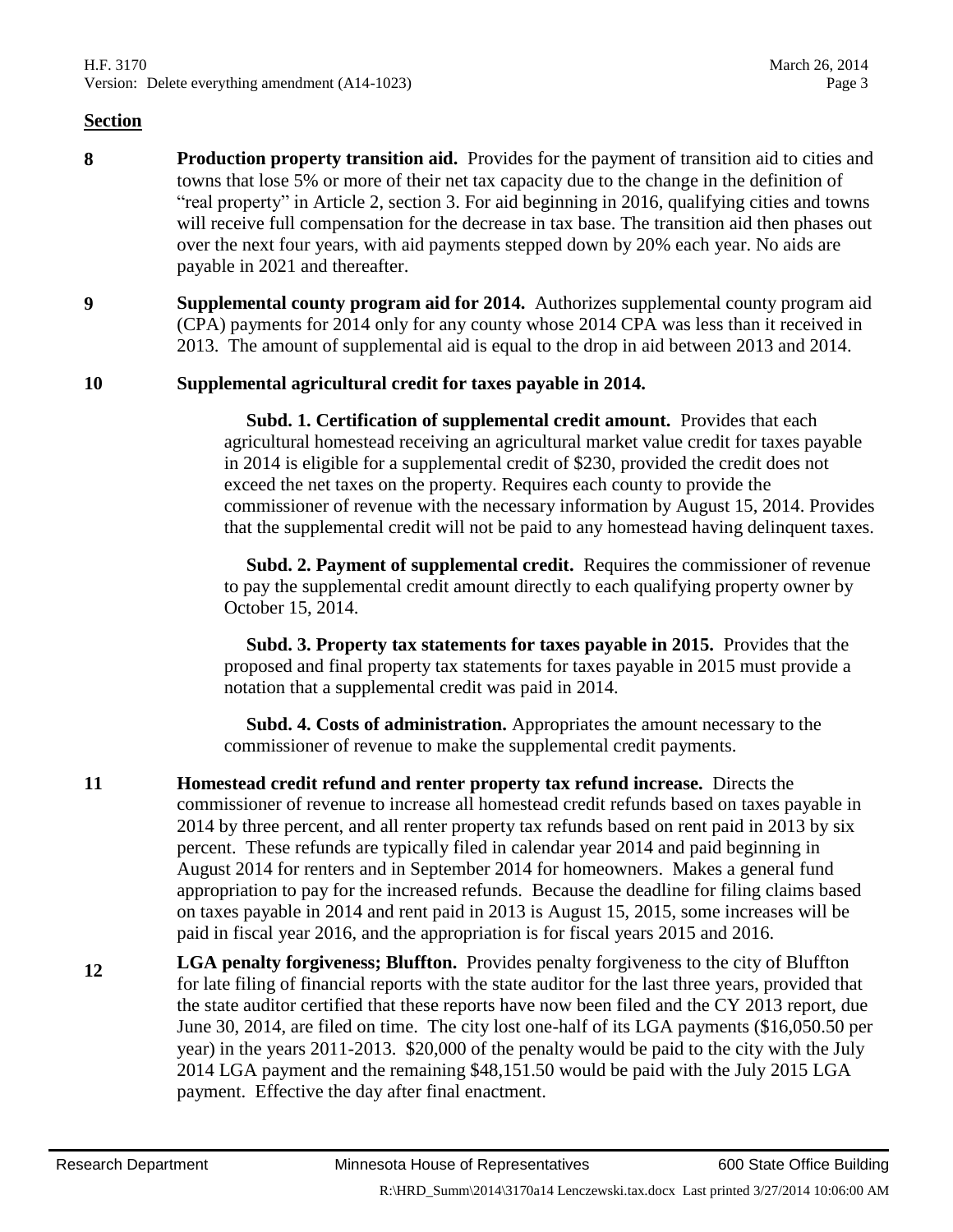**Section**

**8** **Production property transition aid.** Provides for the payment of transition aid to cities and towns that lose 5% or more of their net tax capacity due to the change in the definition of "real property" in Article 2, section 3. For aid beginning in 2016, qualifying cities and towns will receive full compensation for the decrease in tax base. The transition aid then phases out over the next four years, with aid payments stepped down by 20% each year. No aids are payable in 2021 and thereafter.

**9** **Supplemental county program aid for 2014.** Authorizes supplemental county program aid (CPA) payments for 2014 only for any county whose 2014 CPA was less than it received in 2013. The amount of supplemental aid is equal to the drop in aid between 2013 and 2014.

**10** **Supplemental agricultural credit for taxes payable in 2014.**

**Subd. 1. Certification of supplemental credit amount.** Provides that each agricultural homestead receiving an agricultural market value credit for taxes payable in 2014 is eligible for a supplemental credit of $230, provided the credit does not exceed the net taxes on the property. Requires each county to provide the commissioner of revenue with the necessary information by August 15, 2014. Provides that the supplemental credit will not be paid to any homestead having delinquent taxes.

**Subd. 2. Payment of supplemental credit.** Requires the commissioner of revenue to pay the supplemental credit amount directly to each qualifying property owner by October 15, 2014.

**Subd. 3. Property tax statements for taxes payable in 2015.** Provides that the proposed and final property tax statements for taxes payable in 2015 must provide a notation that a supplemental credit was paid in 2014.

**Subd. 4. Costs of administration.** Appropriates the amount necessary to the commissioner of revenue to make the supplemental credit payments.

**11** **Homestead credit refund and renter property tax refund increase.** Directs the commissioner of revenue to increase all homestead credit refunds based on taxes payable in 2014 by three percent, and all renter property tax refunds based on rent paid in 2013 by six percent. These refunds are typically filed in calendar year 2014 and paid beginning in August 2014 for renters and in September 2014 for homeowners. Makes a general fund appropriation to pay for the increased refunds. Because the deadline for filing claims based on taxes payable in 2014 and rent paid in 2013 is August 15, 2015, some increases will be paid in fiscal year 2016, and the appropriation is for fiscal years 2015 and 2016.

**12** **LGA penalty forgiveness; Bluffton.** Provides penalty forgiveness to the city of Bluffton for late filing of financial reports with the state auditor for the last three years, provided that the state auditor certified that these reports have now been filed and the CY 2013 report, due June 30, 2014, are filed on time. The city lost one-half of its LGA payments ($16,050.50 per year) in the years 2011-2013. $20,000 of the penalty would be paid to the city with the July 2014 LGA payment and the remaining $48,151.50 would be paid with the July 2015 LGA payment. Effective the day after final enactment.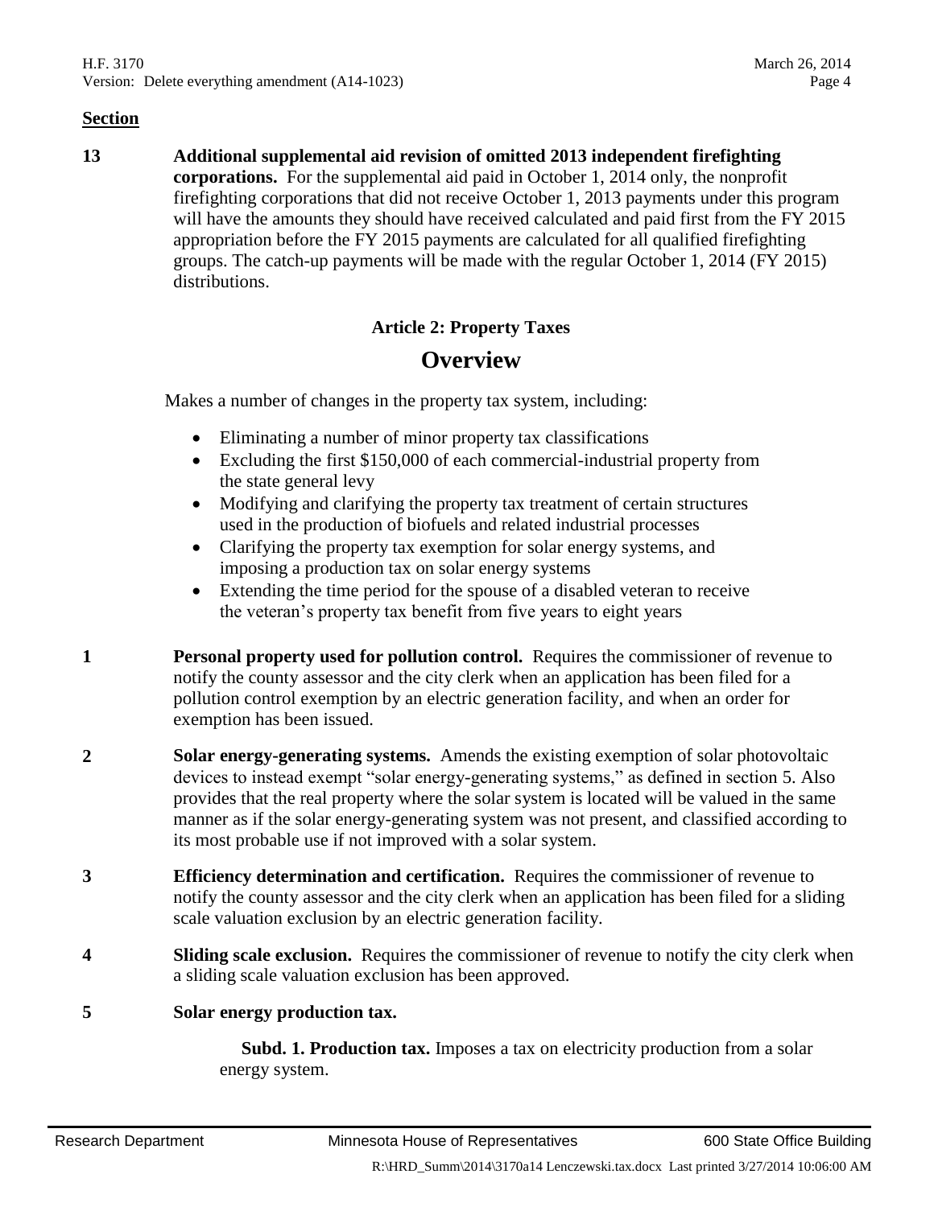**Section**

**13** **Additional supplemental aid revision of omitted 2013 independent firefighting corporations.** For the supplemental aid paid in October 1, 2014 only, the nonprofit firefighting corporations that did not receive October 1, 2013 payments under this program will have the amounts they should have received calculated and paid first from the FY 2015 appropriation before the FY 2015 payments are calculated for all qualified firefighting groups. The catch-up payments will be made with the regular October 1, 2014 (FY 2015) distributions.

### Article 2: Property Taxes

## Overview

Makes a number of changes in the property tax system, including:

- Eliminating a number of minor property tax classifications
- Excluding the first $150,000 of each commercial-industrial property from the state general levy
- Modifying and clarifying the property tax treatment of certain structures used in the production of biofuels and related industrial processes
- Clarifying the property tax exemption for solar energy systems, and imposing a production tax on solar energy systems
- Extending the time period for the spouse of a disabled veteran to receive the veteran's property tax benefit from five years to eight years

**1** **Personal property used for pollution control.** Requires the commissioner of revenue to notify the county assessor and the city clerk when an application has been filed for a pollution control exemption by an electric generation facility, and when an order for exemption has been issued.

**2** **Solar energy-generating systems.** Amends the existing exemption of solar photovoltaic devices to instead exempt "solar energy-generating systems," as defined in section 5. Also provides that the real property where the solar system is located will be valued in the same manner as if the solar energy-generating system was not present, and classified according to its most probable use if not improved with a solar system.

**3** **Efficiency determination and certification.** Requires the commissioner of revenue to notify the county assessor and the city clerk when an application has been filed for a sliding scale valuation exclusion by an electric generation facility.

**4** **Sliding scale exclusion.** Requires the commissioner of revenue to notify the city clerk when a sliding scale valuation exclusion has been approved.

**5** **Solar energy production tax.**

**Subd. 1. Production tax.** Imposes a tax on electricity production from a solar energy system.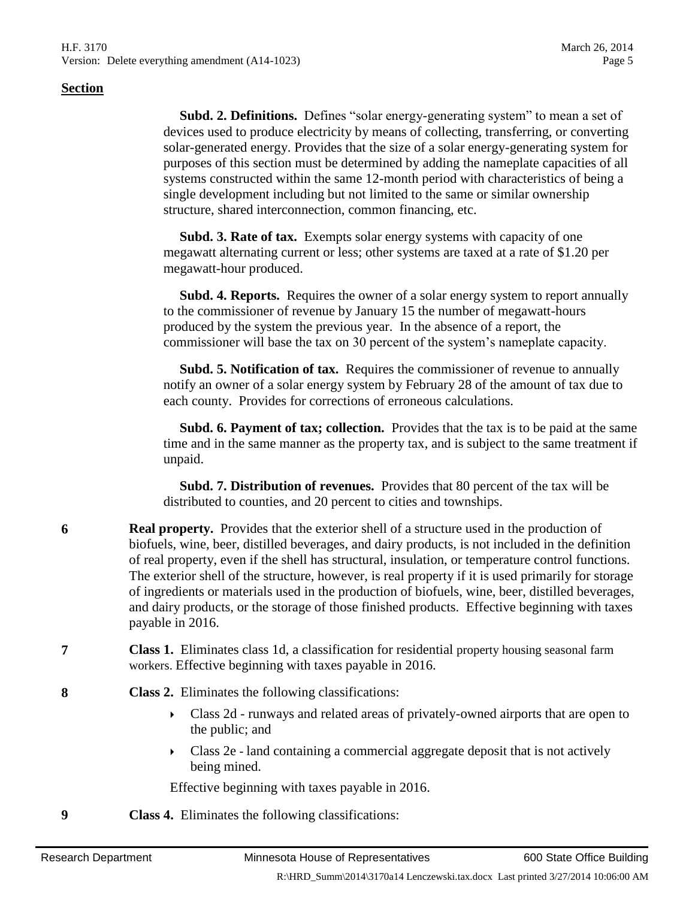**Section**

**Subd. 2. Definitions.** Defines "solar energy-generating system" to mean a set of devices used to produce electricity by means of collecting, transferring, or converting solar-generated energy. Provides that the size of a solar energy-generating system for purposes of this section must be determined by adding the nameplate capacities of all systems constructed within the same 12-month period with characteristics of being a single development including but not limited to the same or similar ownership structure, shared interconnection, common financing, etc.

**Subd. 3. Rate of tax.** Exempts solar energy systems with capacity of one megawatt alternating current or less; other systems are taxed at a rate of $1.20 per megawatt-hour produced.

**Subd. 4. Reports.** Requires the owner of a solar energy system to report annually to the commissioner of revenue by January 15 the number of megawatt-hours produced by the system the previous year. In the absence of a report, the commissioner will base the tax on 30 percent of the system's nameplate capacity.

**Subd. 5. Notification of tax.** Requires the commissioner of revenue to annually notify an owner of a solar energy system by February 28 of the amount of tax due to each county. Provides for corrections of erroneous calculations.

**Subd. 6. Payment of tax; collection.** Provides that the tax is to be paid at the same time and in the same manner as the property tax, and is subject to the same treatment if unpaid.

**Subd. 7. Distribution of revenues.** Provides that 80 percent of the tax will be distributed to counties, and 20 percent to cities and townships.

**6** **Real property.** Provides that the exterior shell of a structure used in the production of biofuels, wine, beer, distilled beverages, and dairy products, is not included in the definition of real property, even if the shell has structural, insulation, or temperature control functions. The exterior shell of the structure, however, is real property if it is used primarily for storage of ingredients or materials used in the production of biofuels, wine, beer, distilled beverages, and dairy products, or the storage of those finished products. Effective beginning with taxes payable in 2016.

**7** **Class 1.** Eliminates class 1d, a classification for residential property housing seasonal farm workers. Effective beginning with taxes payable in 2016.

**8** **Class 2.** Eliminates the following classifications:

- Class 2d - runways and related areas of privately-owned airports that are open to the public; and
- Class 2e - land containing a commercial aggregate deposit that is not actively being mined.

Effective beginning with taxes payable in 2016.

**9** **Class 4.** Eliminates the following classifications: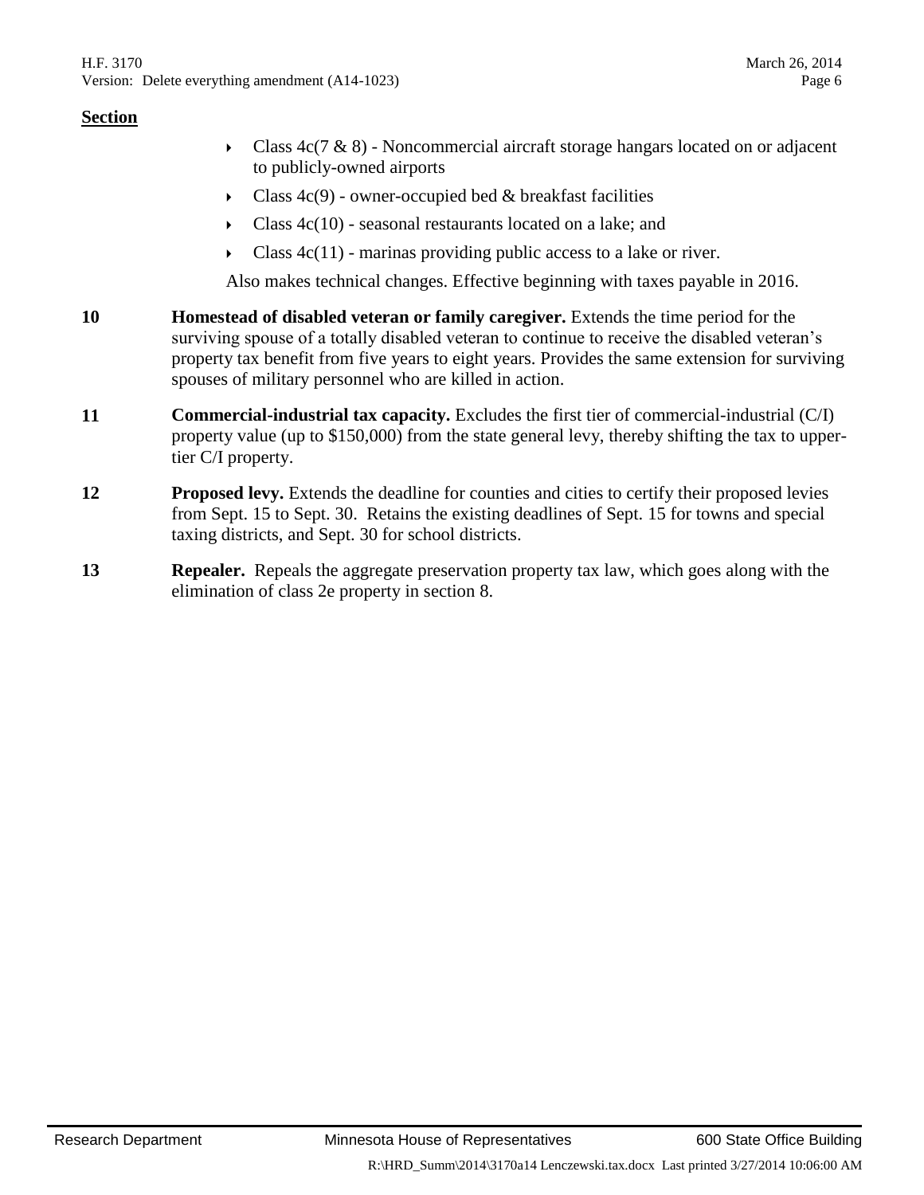**Section**

- Class 4c(7 & 8) - Noncommercial aircraft storage hangars located on or adjacent to publicly-owned airports
- Class 4c(9) - owner-occupied bed & breakfast facilities
- Class 4c(10) - seasonal restaurants located on a lake; and
- Class 4c(11) - marinas providing public access to a lake or river.

Also makes technical changes. Effective beginning with taxes payable in 2016.

**10** **Homestead of disabled veteran or family caregiver.** Extends the time period for the surviving spouse of a totally disabled veteran to continue to receive the disabled veteran's property tax benefit from five years to eight years. Provides the same extension for surviving spouses of military personnel who are killed in action.

**11** **Commercial-industrial tax capacity.** Excludes the first tier of commercial-industrial (C/I) property value (up to $150,000) from the state general levy, thereby shifting the tax to upper-tier C/I property.

**12** **Proposed levy.** Extends the deadline for counties and cities to certify their proposed levies from Sept. 15 to Sept. 30. Retains the existing deadlines of Sept. 15 for towns and special taxing districts, and Sept. 30 for school districts.

**13** **Repealer.** Repeals the aggregate preservation property tax law, which goes along with the elimination of class 2e property in section 8.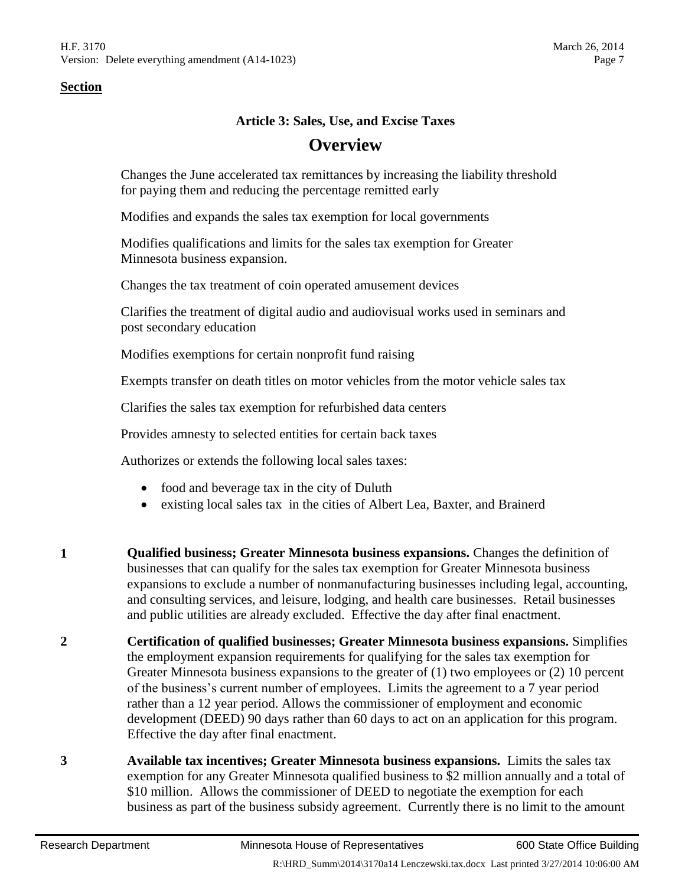**Section**

### Article 3: Sales, Use, and Excise Taxes

## Overview

Changes the June accelerated tax remittances by increasing the liability threshold for paying them and reducing the percentage remitted early

Modifies and expands the sales tax exemption for local governments

Modifies qualifications and limits for the sales tax exemption for Greater Minnesota business expansion.

Changes the tax treatment of coin operated amusement devices

Clarifies the treatment of digital audio and audiovisual works used in seminars and post secondary education

Modifies exemptions for certain nonprofit fund raising

Exempts transfer on death titles on motor vehicles from the motor vehicle sales tax

Clarifies the sales tax exemption for refurbished data centers

Provides amnesty to selected entities for certain back taxes

Authorizes or extends the following local sales taxes:

- food and beverage tax in the city of Duluth
- existing local sales tax in the cities of Albert Lea, Baxter, and Brainerd

**1** **Qualified business; Greater Minnesota business expansions.** Changes the definition of businesses that can qualify for the sales tax exemption for Greater Minnesota business expansions to exclude a number of nonmanufacturing businesses including legal, accounting, and consulting services, and leisure, lodging, and health care businesses. Retail businesses and public utilities are already excluded. Effective the day after final enactment.

**2** **Certification of qualified businesses; Greater Minnesota business expansions.** Simplifies the employment expansion requirements for qualifying for the sales tax exemption for Greater Minnesota business expansions to the greater of (1) two employees or (2) 10 percent of the business's current number of employees. Limits the agreement to a 7 year period rather than a 12 year period. Allows the commissioner of employment and economic development (DEED) 90 days rather than 60 days to act on an application for this program. Effective the day after final enactment.

**3** **Available tax incentives; Greater Minnesota business expansions.** Limits the sales tax exemption for any Greater Minnesota qualified business to $2 million annually and a total of $10 million. Allows the commissioner of DEED to negotiate the exemption for each business as part of the business subsidy agreement. Currently there is no limit to the amount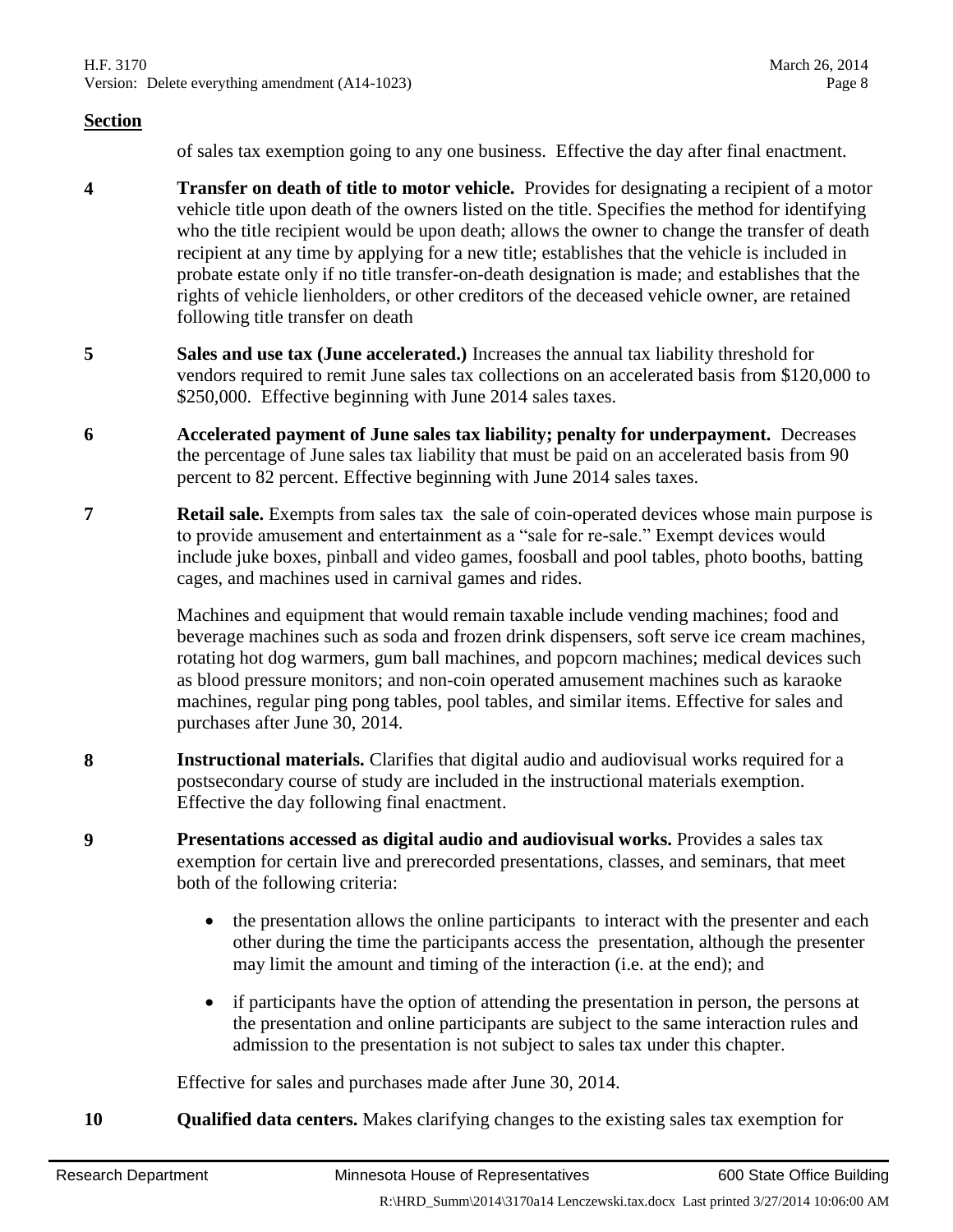**Section**

of sales tax exemption going to any one business. Effective the day after final enactment.

**4** **Transfer on death of title to motor vehicle.** Provides for designating a recipient of a motor vehicle title upon death of the owners listed on the title. Specifies the method for identifying who the title recipient would be upon death; allows the owner to change the transfer of death recipient at any time by applying for a new title; establishes that the vehicle is included in probate estate only if no title transfer-on-death designation is made; and establishes that the rights of vehicle lienholders, or other creditors of the deceased vehicle owner, are retained following title transfer on death

**5** **Sales and use tax (June accelerated.)** Increases the annual tax liability threshold for vendors required to remit June sales tax collections on an accelerated basis from $120,000 to $250,000. Effective beginning with June 2014 sales taxes.

**6** **Accelerated payment of June sales tax liability; penalty for underpayment.** Decreases the percentage of June sales tax liability that must be paid on an accelerated basis from 90 percent to 82 percent. Effective beginning with June 2014 sales taxes.

**7** **Retail sale.** Exempts from sales tax the sale of coin-operated devices whose main purpose is to provide amusement and entertainment as a "sale for re-sale." Exempt devices would include juke boxes, pinball and video games, foosball and pool tables, photo booths, batting cages, and machines used in carnival games and rides.

Machines and equipment that would remain taxable include vending machines; food and beverage machines such as soda and frozen drink dispensers, soft serve ice cream machines, rotating hot dog warmers, gum ball machines, and popcorn machines; medical devices such as blood pressure monitors; and non-coin operated amusement machines such as karaoke machines, regular ping pong tables, pool tables, and similar items. Effective for sales and purchases after June 30, 2014.

**8** **Instructional materials.** Clarifies that digital audio and audiovisual works required for a postsecondary course of study are included in the instructional materials exemption. Effective the day following final enactment.

**9** **Presentations accessed as digital audio and audiovisual works.** Provides a sales tax exemption for certain live and prerecorded presentations, classes, and seminars, that meet both of the following criteria:

- the presentation allows the online participants to interact with the presenter and each other during the time the participants access the presentation, although the presenter may limit the amount and timing of the interaction (i.e. at the end); and
- if participants have the option of attending the presentation in person, the persons at the presentation and online participants are subject to the same interaction rules and admission to the presentation is not subject to sales tax under this chapter.

Effective for sales and purchases made after June 30, 2014.

**10** **Qualified data centers.** Makes clarifying changes to the existing sales tax exemption for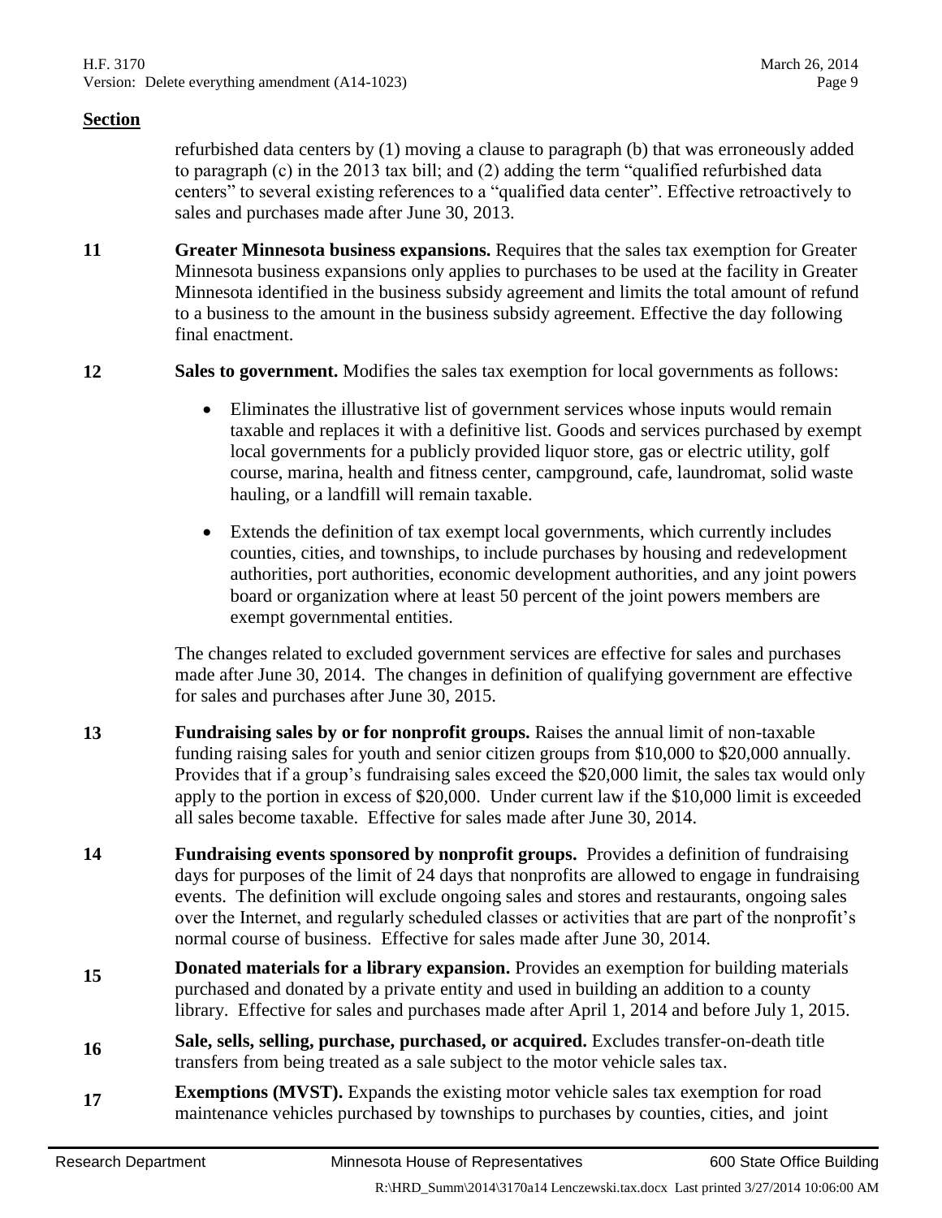**Section**

refurbished data centers by (1) moving a clause to paragraph (b) that was erroneously added to paragraph (c) in the 2013 tax bill; and (2) adding the term "qualified refurbished data centers" to several existing references to a "qualified data center". Effective retroactively to sales and purchases made after June 30, 2013.

**11** **Greater Minnesota business expansions.** Requires that the sales tax exemption for Greater Minnesota business expansions only applies to purchases to be used at the facility in Greater Minnesota identified in the business subsidy agreement and limits the total amount of refund to a business to the amount in the business subsidy agreement. Effective the day following final enactment.

**12** **Sales to government.** Modifies the sales tax exemption for local governments as follows:

- Eliminates the illustrative list of government services whose inputs would remain taxable and replaces it with a definitive list. Goods and services purchased by exempt local governments for a publicly provided liquor store, gas or electric utility, golf course, marina, health and fitness center, campground, cafe, laundromat, solid waste hauling, or a landfill will remain taxable.
- Extends the definition of tax exempt local governments, which currently includes counties, cities, and townships, to include purchases by housing and redevelopment authorities, port authorities, economic development authorities, and any joint powers board or organization where at least 50 percent of the joint powers members are exempt governmental entities.

The changes related to excluded government services are effective for sales and purchases made after June 30, 2014. The changes in definition of qualifying government are effective for sales and purchases after June 30, 2015.

**13** **Fundraising sales by or for nonprofit groups.** Raises the annual limit of non-taxable funding raising sales for youth and senior citizen groups from $10,000 to $20,000 annually. Provides that if a group's fundraising sales exceed the $20,000 limit, the sales tax would only apply to the portion in excess of $20,000. Under current law if the $10,000 limit is exceeded all sales become taxable. Effective for sales made after June 30, 2014.

**14** **Fundraising events sponsored by nonprofit groups.** Provides a definition of fundraising days for purposes of the limit of 24 days that nonprofits are allowed to engage in fundraising events. The definition will exclude ongoing sales and stores and restaurants, ongoing sales over the Internet, and regularly scheduled classes or activities that are part of the nonprofit's normal course of business. Effective for sales made after June 30, 2014.

**15** **Donated materials for a library expansion.** Provides an exemption for building materials purchased and donated by a private entity and used in building an addition to a county library. Effective for sales and purchases made after April 1, 2014 and before July 1, 2015.

**16** **Sale, sells, selling, purchase, purchased, or acquired.** Excludes transfer-on-death title transfers from being treated as a sale subject to the motor vehicle sales tax.

**17** **Exemptions (MVST).** Expands the existing motor vehicle sales tax exemption for road maintenance vehicles purchased by townships to purchases by counties, cities, and joint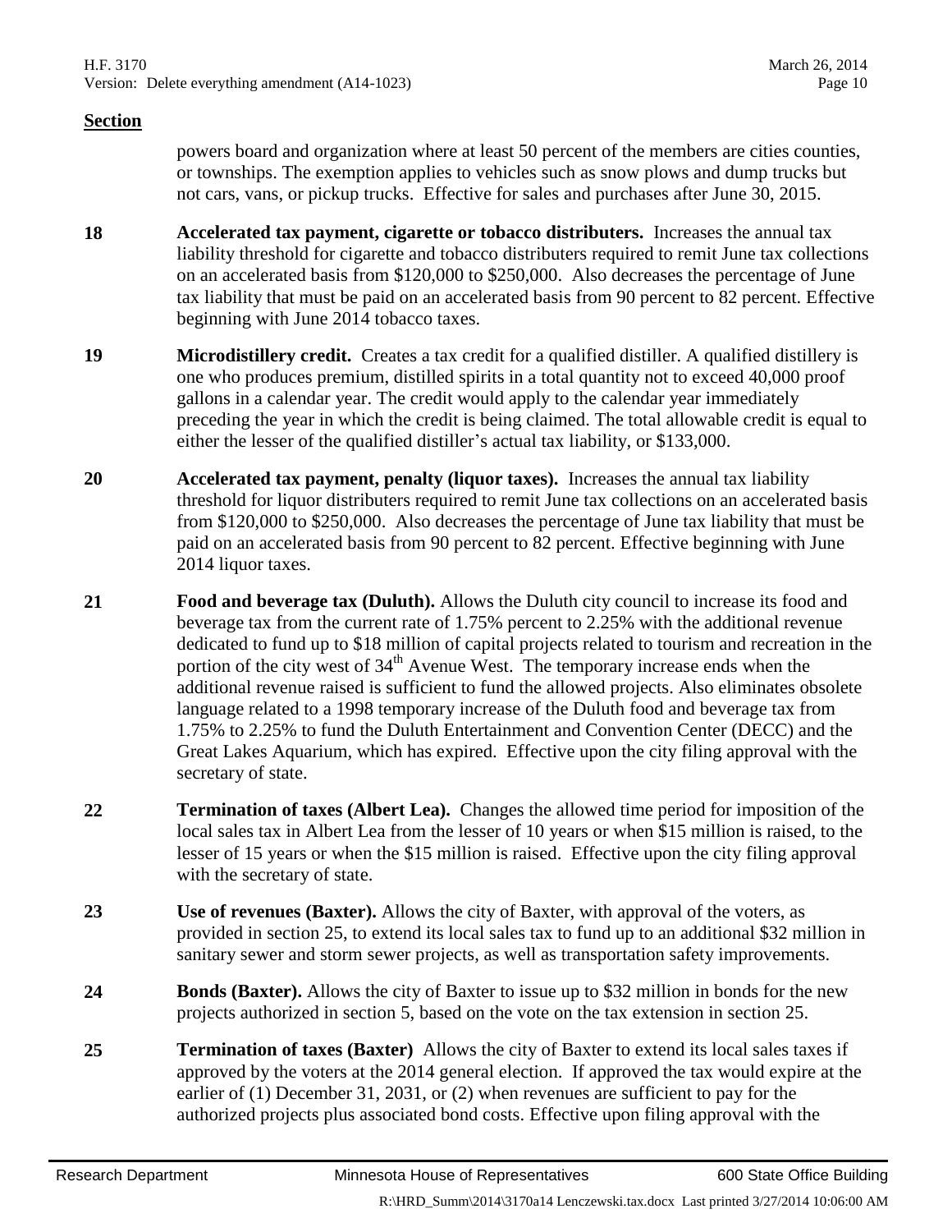**Section**

powers board and organization where at least 50 percent of the members are cities counties, or townships. The exemption applies to vehicles such as snow plows and dump trucks but not cars, vans, or pickup trucks. Effective for sales and purchases after June 30, 2015.

**18** **Accelerated tax payment, cigarette or tobacco distributers.** Increases the annual tax liability threshold for cigarette and tobacco distributers required to remit June tax collections on an accelerated basis from $120,000 to $250,000. Also decreases the percentage of June tax liability that must be paid on an accelerated basis from 90 percent to 82 percent. Effective beginning with June 2014 tobacco taxes.

**19** **Microdistillery credit.** Creates a tax credit for a qualified distiller. A qualified distillery is one who produces premium, distilled spirits in a total quantity not to exceed 40,000 proof gallons in a calendar year. The credit would apply to the calendar year immediately preceding the year in which the credit is being claimed. The total allowable credit is equal to either the lesser of the qualified distiller's actual tax liability, or $133,000.

**20** **Accelerated tax payment, penalty (liquor taxes).** Increases the annual tax liability threshold for liquor distributers required to remit June tax collections on an accelerated basis from $120,000 to $250,000. Also decreases the percentage of June tax liability that must be paid on an accelerated basis from 90 percent to 82 percent. Effective beginning with June 2014 liquor taxes.

**21** **Food and beverage tax (Duluth).** Allows the Duluth city council to increase its food and beverage tax from the current rate of 1.75% percent to 2.25% with the additional revenue dedicated to fund up to $18 million of capital projects related to tourism and recreation in the portion of the city west of 34th Avenue West. The temporary increase ends when the additional revenue raised is sufficient to fund the allowed projects. Also eliminates obsolete language related to a 1998 temporary increase of the Duluth food and beverage tax from 1.75% to 2.25% to fund the Duluth Entertainment and Convention Center (DECC) and the Great Lakes Aquarium, which has expired. Effective upon the city filing approval with the secretary of state.

**22** **Termination of taxes (Albert Lea).** Changes the allowed time period for imposition of the local sales tax in Albert Lea from the lesser of 10 years or when $15 million is raised, to the lesser of 15 years or when the $15 million is raised. Effective upon the city filing approval with the secretary of state.

**23** **Use of revenues (Baxter).** Allows the city of Baxter, with approval of the voters, as provided in section 25, to extend its local sales tax to fund up to an additional $32 million in sanitary sewer and storm sewer projects, as well as transportation safety improvements.

**24** **Bonds (Baxter).** Allows the city of Baxter to issue up to $32 million in bonds for the new projects authorized in section 5, based on the vote on the tax extension in section 25.

**25** **Termination of taxes (Baxter)** Allows the city of Baxter to extend its local sales taxes if approved by the voters at the 2014 general election. If approved the tax would expire at the earlier of (1) December 31, 2031, or (2) when revenues are sufficient to pay for the authorized projects plus associated bond costs. Effective upon filing approval with the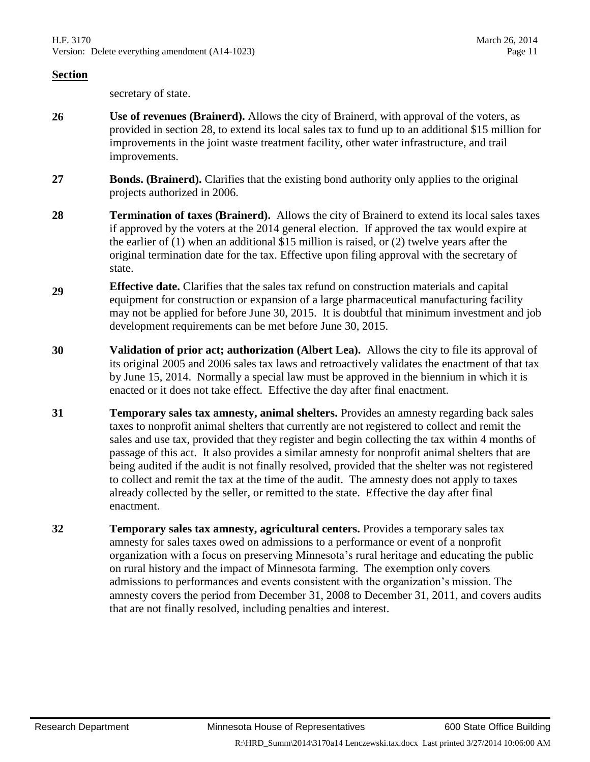**Section**

secretary of state.

**26** **Use of revenues (Brainerd).** Allows the city of Brainerd, with approval of the voters, as provided in section 28, to extend its local sales tax to fund up to an additional $15 million for improvements in the joint waste treatment facility, other water infrastructure, and trail improvements.

**27** **Bonds. (Brainerd).** Clarifies that the existing bond authority only applies to the original projects authorized in 2006.

**28** **Termination of taxes (Brainerd).** Allows the city of Brainerd to extend its local sales taxes if approved by the voters at the 2014 general election. If approved the tax would expire at the earlier of (1) when an additional $15 million is raised, or (2) twelve years after the original termination date for the tax. Effective upon filing approval with the secretary of state.

**29** **Effective date.** Clarifies that the sales tax refund on construction materials and capital equipment for construction or expansion of a large pharmaceutical manufacturing facility may not be applied for before June 30, 2015. It is doubtful that minimum investment and job development requirements can be met before June 30, 2015.

**30** **Validation of prior act; authorization (Albert Lea).** Allows the city to file its approval of its original 2005 and 2006 sales tax laws and retroactively validates the enactment of that tax by June 15, 2014. Normally a special law must be approved in the biennium in which it is enacted or it does not take effect. Effective the day after final enactment.

**31** **Temporary sales tax amnesty, animal shelters.** Provides an amnesty regarding back sales taxes to nonprofit animal shelters that currently are not registered to collect and remit the sales and use tax, provided that they register and begin collecting the tax within 4 months of passage of this act. It also provides a similar amnesty for nonprofit animal shelters that are being audited if the audit is not finally resolved, provided that the shelter was not registered to collect and remit the tax at the time of the audit. The amnesty does not apply to taxes already collected by the seller, or remitted to the state. Effective the day after final enactment.

**32** **Temporary sales tax amnesty, agricultural centers.** Provides a temporary sales tax amnesty for sales taxes owed on admissions to a performance or event of a nonprofit organization with a focus on preserving Minnesota's rural heritage and educating the public on rural history and the impact of Minnesota farming. The exemption only covers admissions to performances and events consistent with the organization's mission. The amnesty covers the period from December 31, 2008 to December 31, 2011, and covers audits that are not finally resolved, including penalties and interest.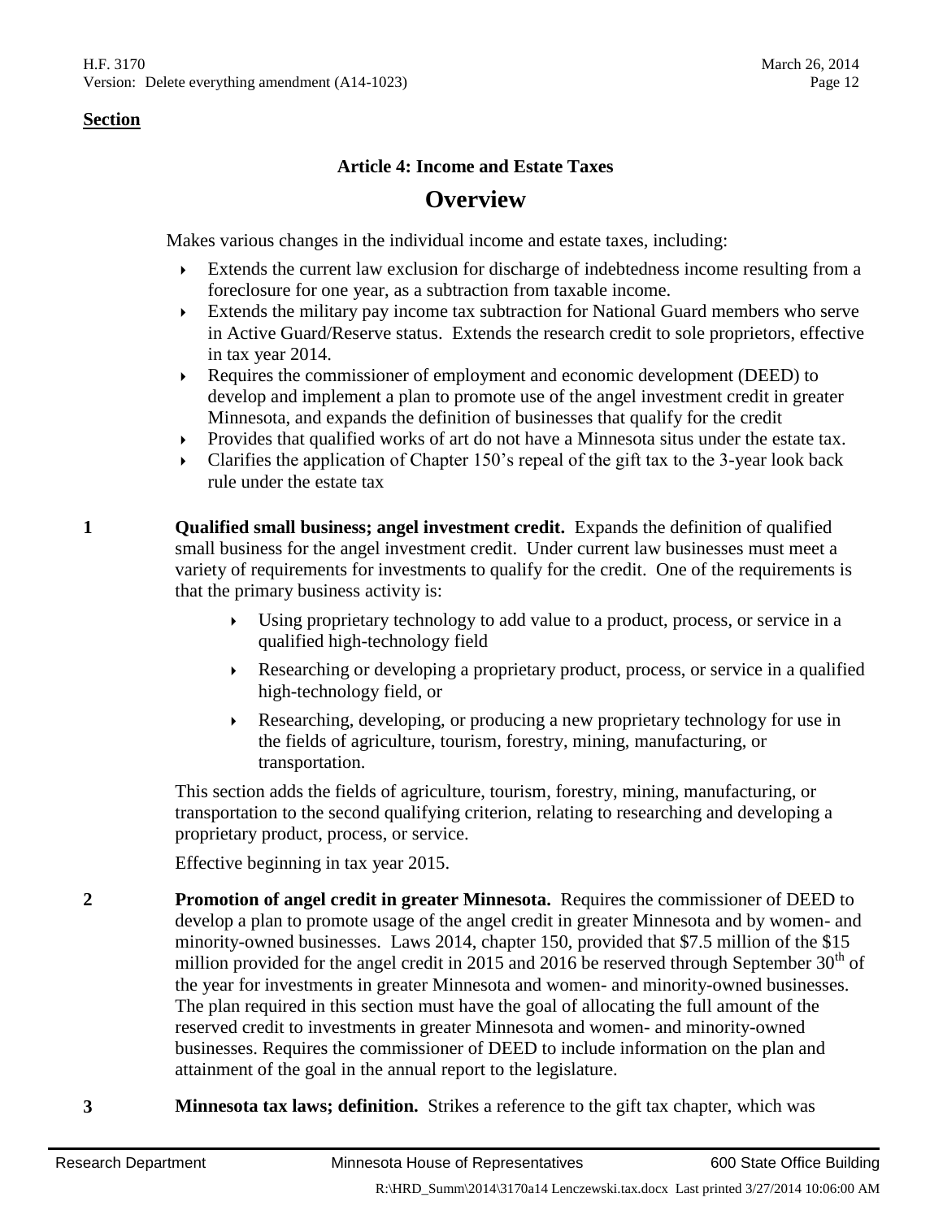**Section**

### Article 4: Income and Estate Taxes

## Overview

Makes various changes in the individual income and estate taxes, including:

- Extends the current law exclusion for discharge of indebtedness income resulting from a foreclosure for one year, as a subtraction from taxable income.
- Extends the military pay income tax subtraction for National Guard members who serve in Active Guard/Reserve status. Extends the research credit to sole proprietors, effective in tax year 2014.
- Requires the commissioner of employment and economic development (DEED) to develop and implement a plan to promote use of the angel investment credit in greater Minnesota, and expands the definition of businesses that qualify for the credit
- Provides that qualified works of art do not have a Minnesota situs under the estate tax.
- Clarifies the application of Chapter 150's repeal of the gift tax to the 3-year look back rule under the estate tax

**1** **Qualified small business; angel investment credit.** Expands the definition of qualified small business for the angel investment credit. Under current law businesses must meet a variety of requirements for investments to qualify for the credit. One of the requirements is that the primary business activity is:

- Using proprietary technology to add value to a product, process, or service in a qualified high-technology field
- Researching or developing a proprietary product, process, or service in a qualified high-technology field, or
- Researching, developing, or producing a new proprietary technology for use in the fields of agriculture, tourism, forestry, mining, manufacturing, or transportation.

This section adds the fields of agriculture, tourism, forestry, mining, manufacturing, or transportation to the second qualifying criterion, relating to researching and developing a proprietary product, process, or service.

Effective beginning in tax year 2015.

**2** **Promotion of angel credit in greater Minnesota.** Requires the commissioner of DEED to develop a plan to promote usage of the angel credit in greater Minnesota and by women- and minority-owned businesses. Laws 2014, chapter 150, provided that $7.5 million of the $15 million provided for the angel credit in 2015 and 2016 be reserved through September 30th of the year for investments in greater Minnesota and women- and minority-owned businesses. The plan required in this section must have the goal of allocating the full amount of the reserved credit to investments in greater Minnesota and women- and minority-owned businesses. Requires the commissioner of DEED to include information on the plan and attainment of the goal in the annual report to the legislature.

**3** **Minnesota tax laws; definition.** Strikes a reference to the gift tax chapter, which was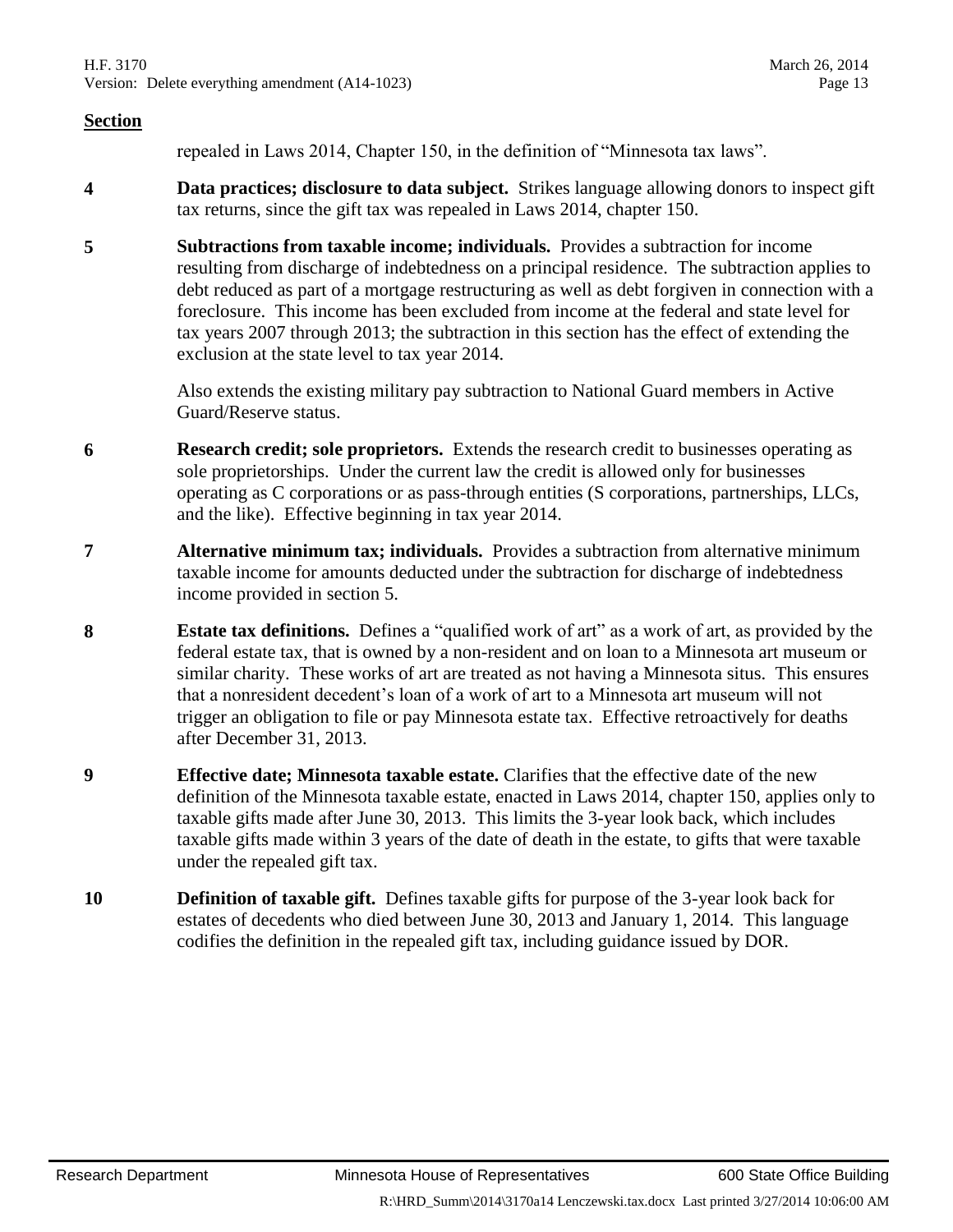**Section**

repealed in Laws 2014, Chapter 150, in the definition of "Minnesota tax laws".

**4** **Data practices; disclosure to data subject.** Strikes language allowing donors to inspect gift tax returns, since the gift tax was repealed in Laws 2014, chapter 150.

**5** **Subtractions from taxable income; individuals.** Provides a subtraction for income resulting from discharge of indebtedness on a principal residence. The subtraction applies to debt reduced as part of a mortgage restructuring as well as debt forgiven in connection with a foreclosure. This income has been excluded from income at the federal and state level for tax years 2007 through 2013; the subtraction in this section has the effect of extending the exclusion at the state level to tax year 2014.

Also extends the existing military pay subtraction to National Guard members in Active Guard/Reserve status.

**6** **Research credit; sole proprietors.** Extends the research credit to businesses operating as sole proprietorships. Under the current law the credit is allowed only for businesses operating as C corporations or as pass-through entities (S corporations, partnerships, LLCs, and the like). Effective beginning in tax year 2014.

**7** **Alternative minimum tax; individuals.** Provides a subtraction from alternative minimum taxable income for amounts deducted under the subtraction for discharge of indebtedness income provided in section 5.

**8** **Estate tax definitions.** Defines a "qualified work of art" as a work of art, as provided by the federal estate tax, that is owned by a non-resident and on loan to a Minnesota art museum or similar charity. These works of art are treated as not having a Minnesota situs. This ensures that a nonresident decedent's loan of a work of art to a Minnesota art museum will not trigger an obligation to file or pay Minnesota estate tax. Effective retroactively for deaths after December 31, 2013.

**9** **Effective date; Minnesota taxable estate.** Clarifies that the effective date of the new definition of the Minnesota taxable estate, enacted in Laws 2014, chapter 150, applies only to taxable gifts made after June 30, 2013. This limits the 3-year look back, which includes taxable gifts made within 3 years of the date of death in the estate, to gifts that were taxable under the repealed gift tax.

**10** **Definition of taxable gift.** Defines taxable gifts for purpose of the 3-year look back for estates of decedents who died between June 30, 2013 and January 1, 2014. This language codifies the definition in the repealed gift tax, including guidance issued by DOR.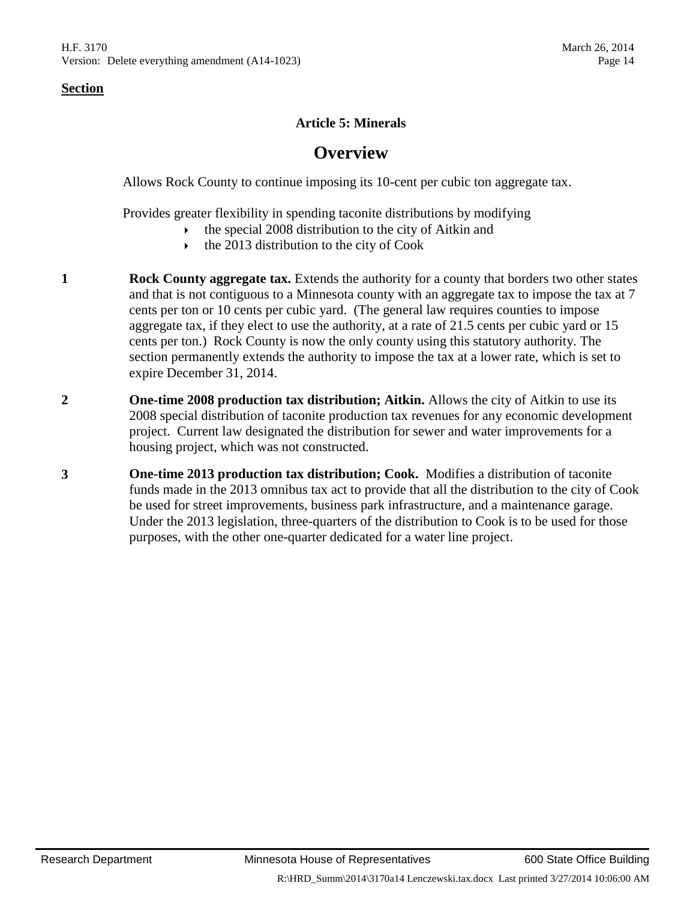**Section**

## Article 5: Minerals

# Overview

Allows Rock County to continue imposing its 10-cent per cubic ton aggregate tax.

Provides greater flexibility in spending taconite distributions by modifying

- the special 2008 distribution to the city of Aitkin and
- the 2013 distribution to the city of Cook

**1** **Rock County aggregate tax.** Extends the authority for a county that borders two other states and that is not contiguous to a Minnesota county with an aggregate tax to impose the tax at 7 cents per ton or 10 cents per cubic yard. (The general law requires counties to impose aggregate tax, if they elect to use the authority, at a rate of 21.5 cents per cubic yard or 15 cents per ton.) Rock County is now the only county using this statutory authority. The section permanently extends the authority to impose the tax at a lower rate, which is set to expire December 31, 2014.

**2** **One-time 2008 production tax distribution; Aitkin.** Allows the city of Aitkin to use its 2008 special distribution of taconite production tax revenues for any economic development project. Current law designated the distribution for sewer and water improvements for a housing project, which was not constructed.

**3** **One-time 2013 production tax distribution; Cook.** Modifies a distribution of taconite funds made in the 2013 omnibus tax act to provide that all the distribution to the city of Cook be used for street improvements, business park infrastructure, and a maintenance garage. Under the 2013 legislation, three-quarters of the distribution to Cook is to be used for those purposes, with the other one-quarter dedicated for a water line project.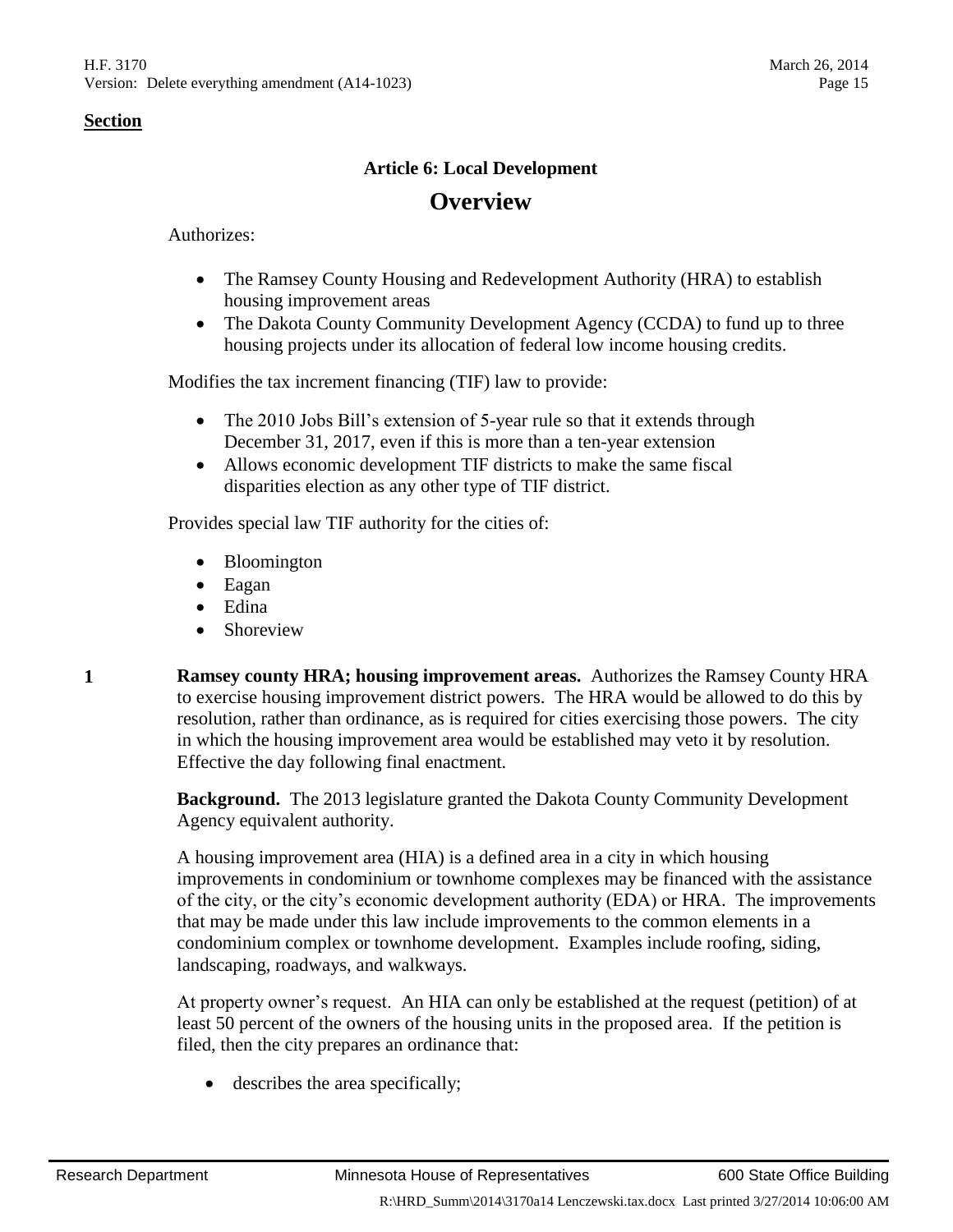**Section**

### Article 6: Local Development

## Overview

Authorizes:

- The Ramsey County Housing and Redevelopment Authority (HRA) to establish housing improvement areas
- The Dakota County Community Development Agency (CCDA) to fund up to three housing projects under its allocation of federal low income housing credits.

Modifies the tax increment financing (TIF) law to provide:

- The 2010 Jobs Bill's extension of 5-year rule so that it extends through December 31, 2017, even if this is more than a ten-year extension
- Allows economic development TIF districts to make the same fiscal disparities election as any other type of TIF district.

Provides special law TIF authority for the cities of:

- Bloomington
- Eagan
- Edina
- Shoreview

**1** **Ramsey county HRA; housing improvement areas.** Authorizes the Ramsey County HRA to exercise housing improvement district powers. The HRA would be allowed to do this by resolution, rather than ordinance, as is required for cities exercising those powers. The city in which the housing improvement area would be established may veto it by resolution. Effective the day following final enactment.

**Background.** The 2013 legislature granted the Dakota County Community Development Agency equivalent authority.

A housing improvement area (HIA) is a defined area in a city in which housing improvements in condominium or townhome complexes may be financed with the assistance of the city, or the city's economic development authority (EDA) or HRA. The improvements that may be made under this law include improvements to the common elements in a condominium complex or townhome development. Examples include roofing, siding, landscaping, roadways, and walkways.

At property owner's request. An HIA can only be established at the request (petition) of at least 50 percent of the owners of the housing units in the proposed area. If the petition is filed, then the city prepares an ordinance that:

- describes the area specifically;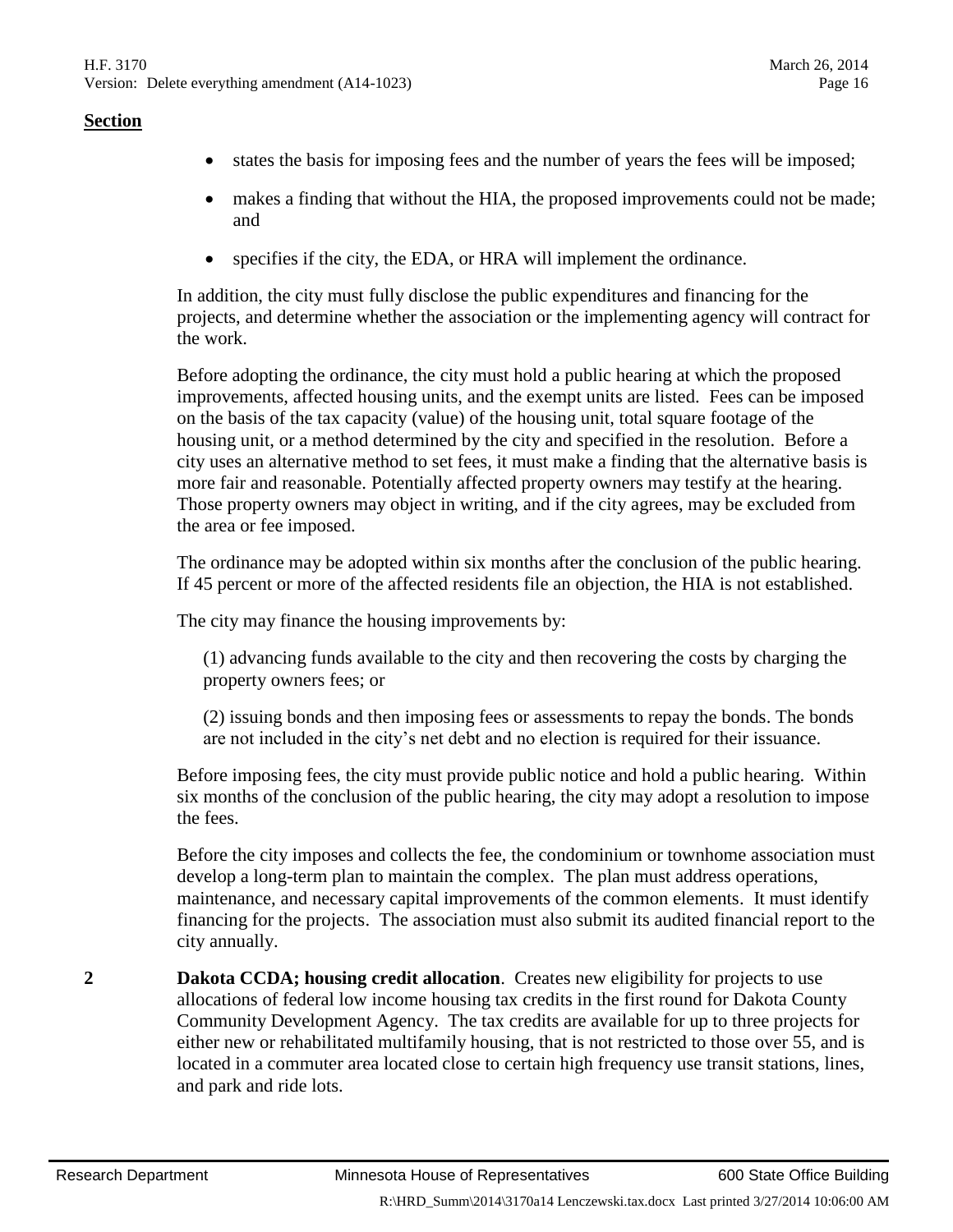**Section**

- states the basis for imposing fees and the number of years the fees will be imposed;
- makes a finding that without the HIA, the proposed improvements could not be made; and
- specifies if the city, the EDA, or HRA will implement the ordinance.

In addition, the city must fully disclose the public expenditures and financing for the projects, and determine whether the association or the implementing agency will contract for the work.

Before adopting the ordinance, the city must hold a public hearing at which the proposed improvements, affected housing units, and the exempt units are listed. Fees can be imposed on the basis of the tax capacity (value) of the housing unit, total square footage of the housing unit, or a method determined by the city and specified in the resolution. Before a city uses an alternative method to set fees, it must make a finding that the alternative basis is more fair and reasonable. Potentially affected property owners may testify at the hearing. Those property owners may object in writing, and if the city agrees, may be excluded from the area or fee imposed.

The ordinance may be adopted within six months after the conclusion of the public hearing. If 45 percent or more of the affected residents file an objection, the HIA is not established.

The city may finance the housing improvements by:

(1) advancing funds available to the city and then recovering the costs by charging the property owners fees; or

(2) issuing bonds and then imposing fees or assessments to repay the bonds. The bonds are not included in the city's net debt and no election is required for their issuance.

Before imposing fees, the city must provide public notice and hold a public hearing. Within six months of the conclusion of the public hearing, the city may adopt a resolution to impose the fees.

Before the city imposes and collects the fee, the condominium or townhome association must develop a long-term plan to maintain the complex. The plan must address operations, maintenance, and necessary capital improvements of the common elements. It must identify financing for the projects. The association must also submit its audited financial report to the city annually.

**2** **Dakota CCDA; housing credit allocation**. Creates new eligibility for projects to use allocations of federal low income housing tax credits in the first round for Dakota County Community Development Agency. The tax credits are available for up to three projects for either new or rehabilitated multifamily housing, that is not restricted to those over 55, and is located in a commuter area located close to certain high frequency use transit stations, lines, and park and ride lots.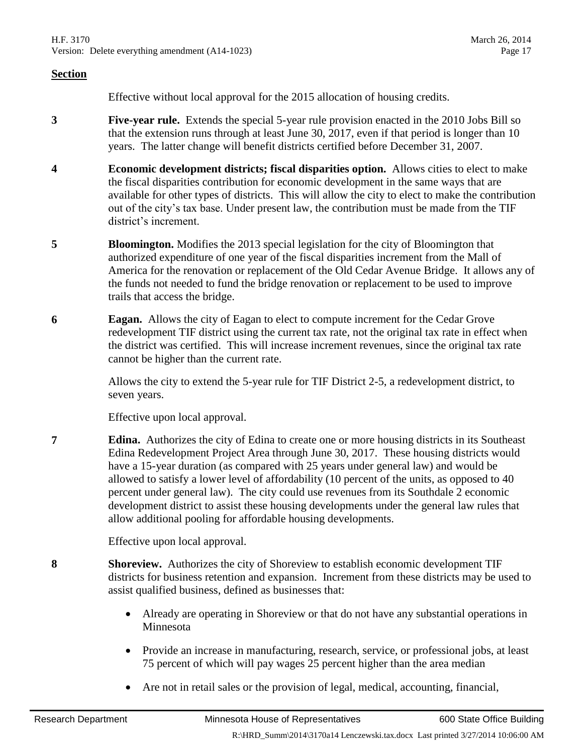**Section**

Effective without local approval for the 2015 allocation of housing credits.

**3** **Five-year rule.** Extends the special 5-year rule provision enacted in the 2010 Jobs Bill so that the extension runs through at least June 30, 2017, even if that period is longer than 10 years. The latter change will benefit districts certified before December 31, 2007.

**4** **Economic development districts; fiscal disparities option.** Allows cities to elect to make the fiscal disparities contribution for economic development in the same ways that are available for other types of districts. This will allow the city to elect to make the contribution out of the city's tax base. Under present law, the contribution must be made from the TIF district's increment.

**5** **Bloomington.** Modifies the 2013 special legislation for the city of Bloomington that authorized expenditure of one year of the fiscal disparities increment from the Mall of America for the renovation or replacement of the Old Cedar Avenue Bridge. It allows any of the funds not needed to fund the bridge renovation or replacement to be used to improve trails that access the bridge.

**6** **Eagan.** Allows the city of Eagan to elect to compute increment for the Cedar Grove redevelopment TIF district using the current tax rate, not the original tax rate in effect when the district was certified. This will increase increment revenues, since the original tax rate cannot be higher than the current rate.

Allows the city to extend the 5-year rule for TIF District 2-5, a redevelopment district, to seven years.

Effective upon local approval.

**7** **Edina.** Authorizes the city of Edina to create one or more housing districts in its Southeast Edina Redevelopment Project Area through June 30, 2017. These housing districts would have a 15-year duration (as compared with 25 years under general law) and would be allowed to satisfy a lower level of affordability (10 percent of the units, as opposed to 40 percent under general law). The city could use revenues from its Southdale 2 economic development district to assist these housing developments under the general law rules that allow additional pooling for affordable housing developments.

Effective upon local approval.

**8** **Shoreview.** Authorizes the city of Shoreview to establish economic development TIF districts for business retention and expansion. Increment from these districts may be used to assist qualified business, defined as businesses that:

- Already are operating in Shoreview or that do not have any substantial operations in Minnesota
- Provide an increase in manufacturing, research, service, or professional jobs, at least 75 percent of which will pay wages 25 percent higher than the area median
- Are not in retail sales or the provision of legal, medical, accounting, financial,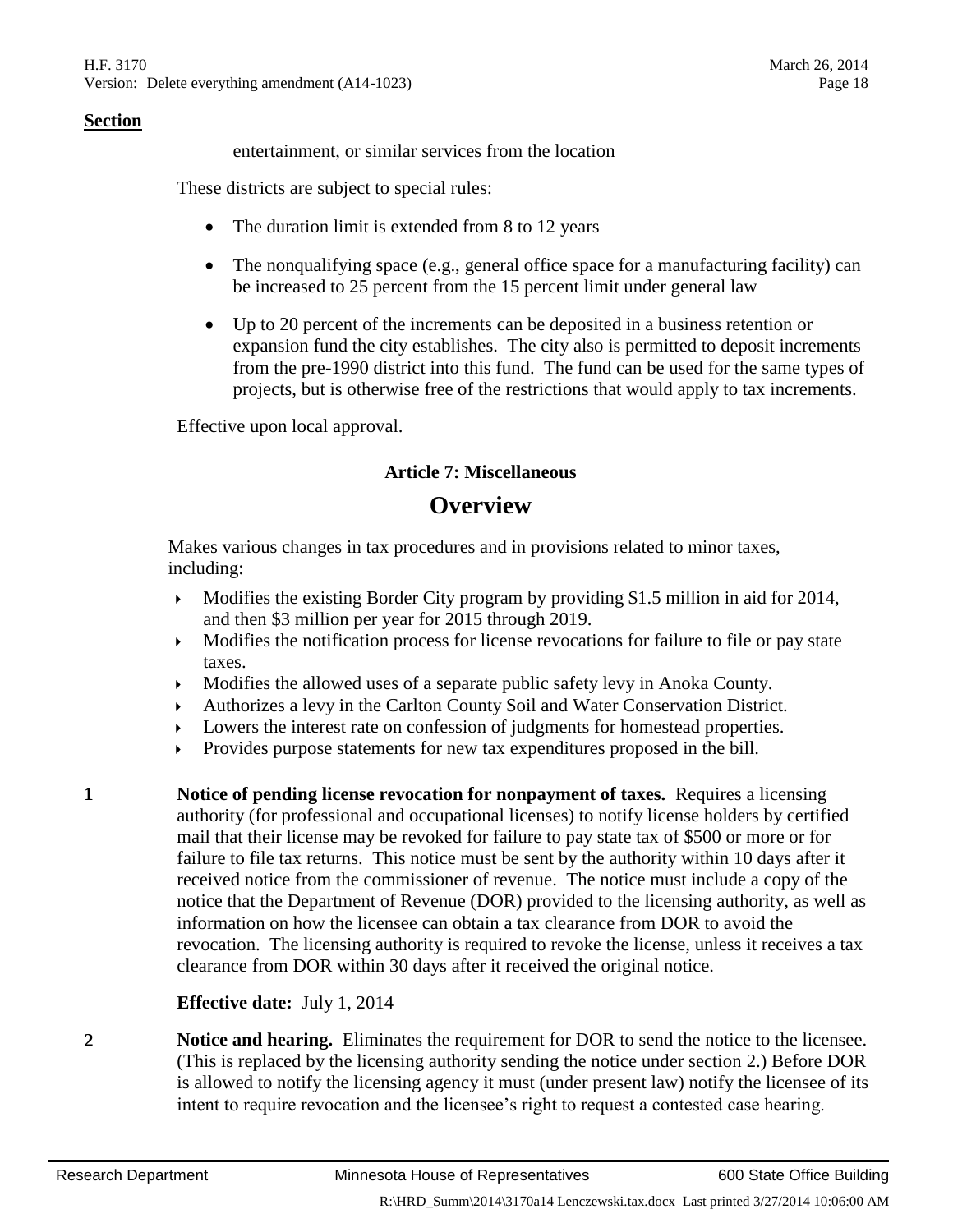**Section**

entertainment, or similar services from the location

These districts are subject to special rules:

- The duration limit is extended from 8 to 12 years
- The nonqualifying space (e.g., general office space for a manufacturing facility) can be increased to 25 percent from the 15 percent limit under general law
- Up to 20 percent of the increments can be deposited in a business retention or expansion fund the city establishes. The city also is permitted to deposit increments from the pre-1990 district into this fund. The fund can be used for the same types of projects, but is otherwise free of the restrictions that would apply to tax increments.

Effective upon local approval.

### Article 7: Miscellaneous

## Overview

Makes various changes in tax procedures and in provisions related to minor taxes, including:

- Modifies the existing Border City program by providing $1.5 million in aid for 2014, and then $3 million per year for 2015 through 2019.
- Modifies the notification process for license revocations for failure to file or pay state taxes.
- Modifies the allowed uses of a separate public safety levy in Anoka County.
- Authorizes a levy in the Carlton County Soil and Water Conservation District.
- Lowers the interest rate on confession of judgments for homestead properties.
- Provides purpose statements for new tax expenditures proposed in the bill.

**1** **Notice of pending license revocation for nonpayment of taxes.** Requires a licensing authority (for professional and occupational licenses) to notify license holders by certified mail that their license may be revoked for failure to pay state tax of $500 or more or for failure to file tax returns. This notice must be sent by the authority within 10 days after it received notice from the commissioner of revenue. The notice must include a copy of the notice that the Department of Revenue (DOR) provided to the licensing authority, as well as information on how the licensee can obtain a tax clearance from DOR to avoid the revocation. The licensing authority is required to revoke the license, unless it receives a tax clearance from DOR within 30 days after it received the original notice.

**Effective date:** July 1, 2014

**2** **Notice and hearing.** Eliminates the requirement for DOR to send the notice to the licensee. (This is replaced by the licensing authority sending the notice under section 2.) Before DOR is allowed to notify the licensing agency it must (under present law) notify the licensee of its intent to require revocation and the licensee's right to request a contested case hearing.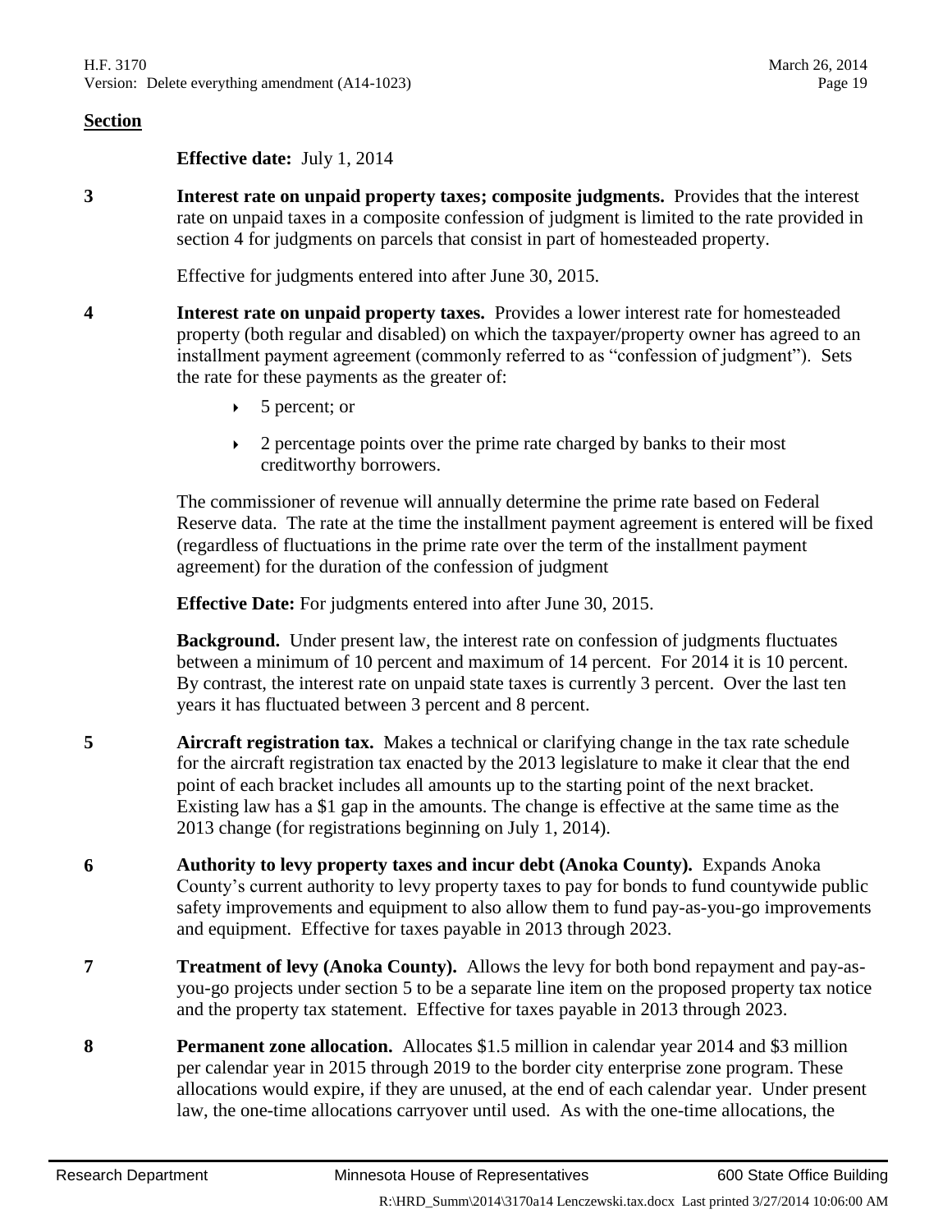**Section**

**Effective date:** July 1, 2014

**3** **Interest rate on unpaid property taxes; composite judgments.** Provides that the interest rate on unpaid taxes in a composite confession of judgment is limited to the rate provided in section 4 for judgments on parcels that consist in part of homesteaded property.

Effective for judgments entered into after June 30, 2015.

**4** **Interest rate on unpaid property taxes.** Provides a lower interest rate for homesteaded property (both regular and disabled) on which the taxpayer/property owner has agreed to an installment payment agreement (commonly referred to as "confession of judgment"). Sets the rate for these payments as the greater of:

- 5 percent; or
- 2 percentage points over the prime rate charged by banks to their most creditworthy borrowers.

The commissioner of revenue will annually determine the prime rate based on Federal Reserve data. The rate at the time the installment payment agreement is entered will be fixed (regardless of fluctuations in the prime rate over the term of the installment payment agreement) for the duration of the confession of judgment

**Effective Date:** For judgments entered into after June 30, 2015.

**Background.** Under present law, the interest rate on confession of judgments fluctuates between a minimum of 10 percent and maximum of 14 percent. For 2014 it is 10 percent. By contrast, the interest rate on unpaid state taxes is currently 3 percent. Over the last ten years it has fluctuated between 3 percent and 8 percent.

**5** **Aircraft registration tax.** Makes a technical or clarifying change in the tax rate schedule for the aircraft registration tax enacted by the 2013 legislature to make it clear that the end point of each bracket includes all amounts up to the starting point of the next bracket. Existing law has a $1 gap in the amounts. The change is effective at the same time as the 2013 change (for registrations beginning on July 1, 2014).

**6** **Authority to levy property taxes and incur debt (Anoka County).** Expands Anoka County's current authority to levy property taxes to pay for bonds to fund countywide public safety improvements and equipment to also allow them to fund pay-as-you-go improvements and equipment. Effective for taxes payable in 2013 through 2023.

**7** **Treatment of levy (Anoka County).** Allows the levy for both bond repayment and pay-as-you-go projects under section 5 to be a separate line item on the proposed property tax notice and the property tax statement. Effective for taxes payable in 2013 through 2023.

**8** **Permanent zone allocation.** Allocates $1.5 million in calendar year 2014 and $3 million per calendar year in 2015 through 2019 to the border city enterprise zone program. These allocations would expire, if they are unused, at the end of each calendar year. Under present law, the one-time allocations carryover until used. As with the one-time allocations, the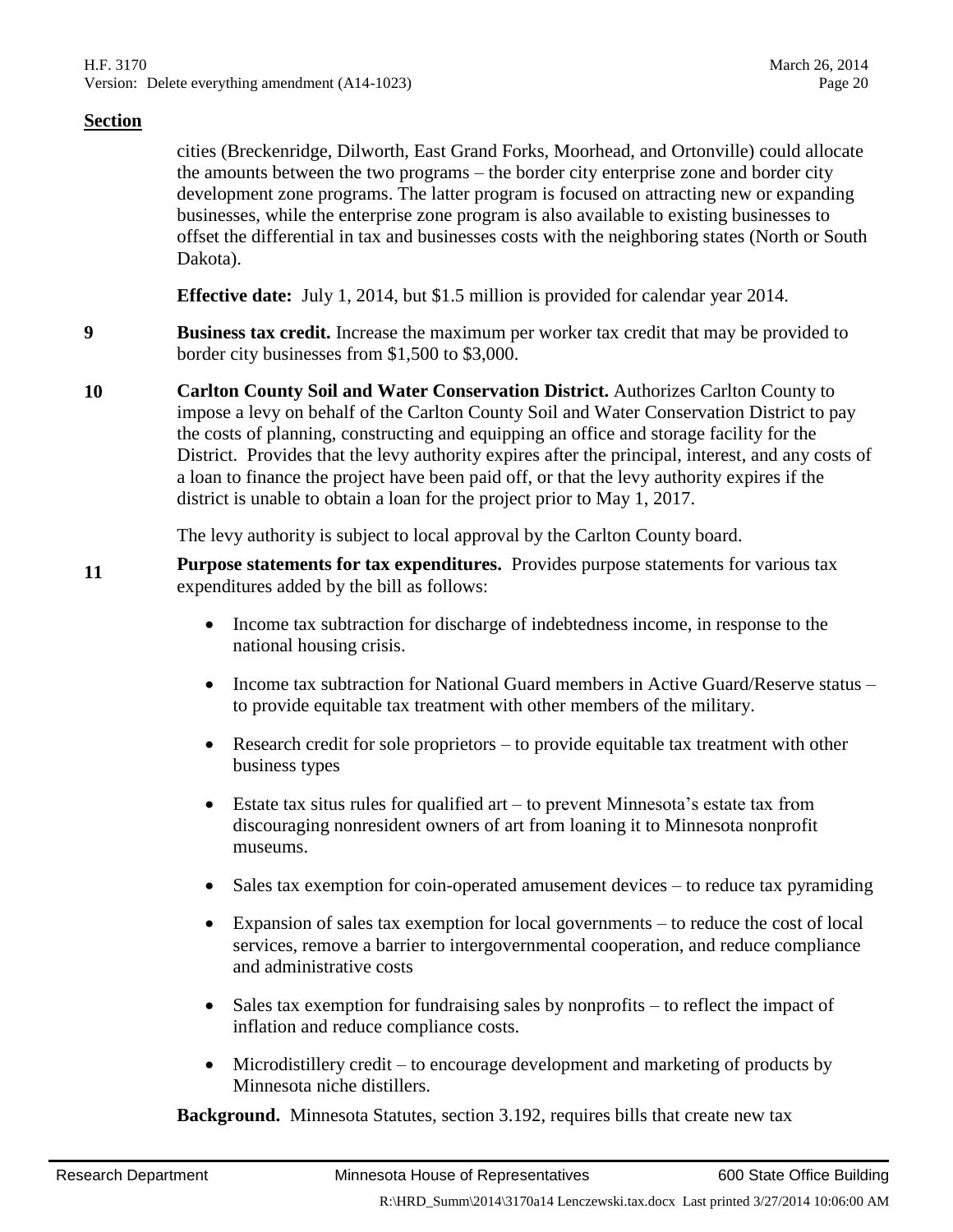**Section**

cities (Breckenridge, Dilworth, East Grand Forks, Moorhead, and Ortonville) could allocate the amounts between the two programs – the border city enterprise zone and border city development zone programs. The latter program is focused on attracting new or expanding businesses, while the enterprise zone program is also available to existing businesses to offset the differential in tax and businesses costs with the neighboring states (North or South Dakota).

**Effective date:** July 1, 2014, but $1.5 million is provided for calendar year 2014.

**9** **Business tax credit.** Increase the maximum per worker tax credit that may be provided to border city businesses from $1,500 to $3,000.

**10** **Carlton County Soil and Water Conservation District.** Authorizes Carlton County to impose a levy on behalf of the Carlton County Soil and Water Conservation District to pay the costs of planning, constructing and equipping an office and storage facility for the District. Provides that the levy authority expires after the principal, interest, and any costs of a loan to finance the project have been paid off, or that the levy authority expires if the district is unable to obtain a loan for the project prior to May 1, 2017.

The levy authority is subject to local approval by the Carlton County board.

**11** **Purpose statements for tax expenditures.** Provides purpose statements for various tax expenditures added by the bill as follows:

- Income tax subtraction for discharge of indebtedness income, in response to the national housing crisis.
- Income tax subtraction for National Guard members in Active Guard/Reserve status – to provide equitable tax treatment with other members of the military.
- Research credit for sole proprietors – to provide equitable tax treatment with other business types
- Estate tax situs rules for qualified art – to prevent Minnesota's estate tax from discouraging nonresident owners of art from loaning it to Minnesota nonprofit museums.
- Sales tax exemption for coin-operated amusement devices – to reduce tax pyramiding
- Expansion of sales tax exemption for local governments – to reduce the cost of local services, remove a barrier to intergovernmental cooperation, and reduce compliance and administrative costs
- Sales tax exemption for fundraising sales by nonprofits – to reflect the impact of inflation and reduce compliance costs.
- Microdistillery credit – to encourage development and marketing of products by Minnesota niche distillers.

**Background.** Minnesota Statutes, section 3.192, requires bills that create new tax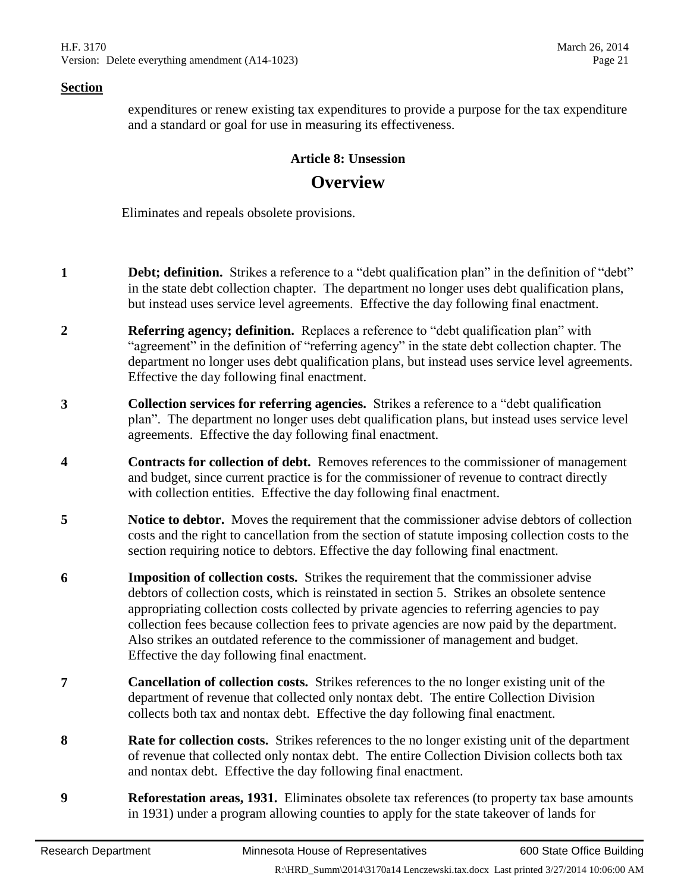**Section**

expenditures or renew existing tax expenditures to provide a purpose for the tax expenditure and a standard or goal for use in measuring its effectiveness.

### Article 8: Unsession

## Overview

Eliminates and repeals obsolete provisions.

| | |
|---|---|
| 1 | **Debt; definition.** Strikes a reference to a "debt qualification plan" in the definition of "debt" in the state debt collection chapter. The department no longer uses debt qualification plans, but instead uses service level agreements. Effective the day following final enactment. |
| 2 | **Referring agency; definition.** Replaces a reference to "debt qualification plan" with "agreement" in the definition of "referring agency" in the state debt collection chapter. The department no longer uses debt qualification plans, but instead uses service level agreements. Effective the day following final enactment. |
| 3 | **Collection services for referring agencies.** Strikes a reference to a "debt qualification plan". The department no longer uses debt qualification plans, but instead uses service level agreements. Effective the day following final enactment. |
| 4 | **Contracts for collection of debt.** Removes references to the commissioner of management and budget, since current practice is for the commissioner of revenue to contract directly with collection entities. Effective the day following final enactment. |
| 5 | **Notice to debtor.** Moves the requirement that the commissioner advise debtors of collection costs and the right to cancellation from the section of statute imposing collection costs to the section requiring notice to debtors. Effective the day following final enactment. |
| 6 | **Imposition of collection costs.** Strikes the requirement that the commissioner advise debtors of collection costs, which is reinstated in section 5. Strikes an obsolete sentence appropriating collection costs collected by private agencies to referring agencies to pay collection fees because collection fees to private agencies are now paid by the department. Also strikes an outdated reference to the commissioner of management and budget. Effective the day following final enactment. |
| 7 | **Cancellation of collection costs.** Strikes references to the no longer existing unit of the department of revenue that collected only nontax debt. The entire Collection Division collects both tax and nontax debt. Effective the day following final enactment. |
| 8 | **Rate for collection costs.** Strikes references to the no longer existing unit of the department of revenue that collected only nontax debt. The entire Collection Division collects both tax and nontax debt. Effective the day following final enactment. |
| 9 | **Reforestation areas, 1931.** Eliminates obsolete tax references (to property tax base amounts in 1931) under a program allowing counties to apply for the state takeover of lands for |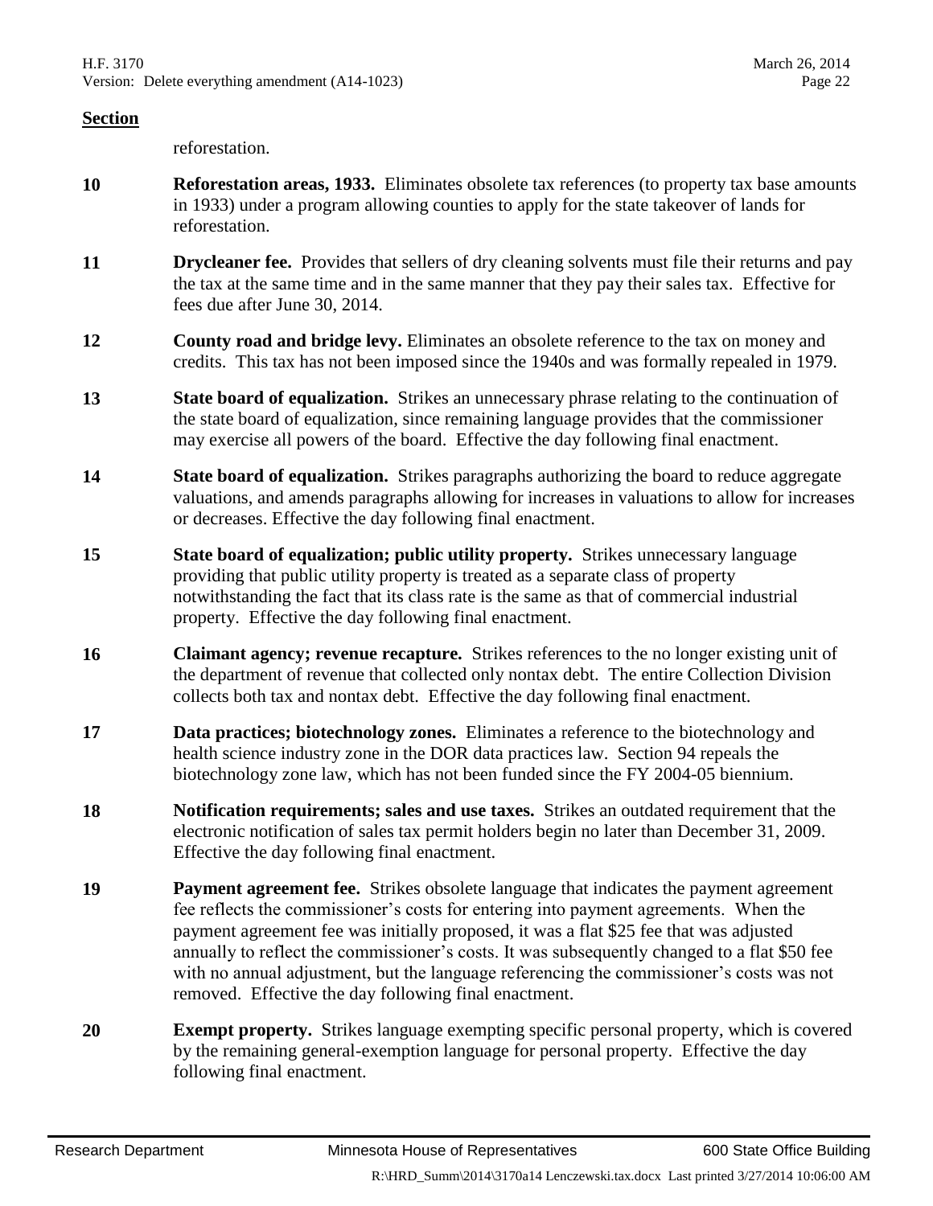**Section**

reforestation.

**10** **Reforestation areas, 1933.** Eliminates obsolete tax references (to property tax base amounts in 1933) under a program allowing counties to apply for the state takeover of lands for reforestation.

**11** **Drycleaner fee.** Provides that sellers of dry cleaning solvents must file their returns and pay the tax at the same time and in the same manner that they pay their sales tax. Effective for fees due after June 30, 2014.

**12** **County road and bridge levy.** Eliminates an obsolete reference to the tax on money and credits. This tax has not been imposed since the 1940s and was formally repealed in 1979.

**13** **State board of equalization.** Strikes an unnecessary phrase relating to the continuation of the state board of equalization, since remaining language provides that the commissioner may exercise all powers of the board. Effective the day following final enactment.

**14** **State board of equalization.** Strikes paragraphs authorizing the board to reduce aggregate valuations, and amends paragraphs allowing for increases in valuations to allow for increases or decreases. Effective the day following final enactment.

**15** **State board of equalization; public utility property.** Strikes unnecessary language providing that public utility property is treated as a separate class of property notwithstanding the fact that its class rate is the same as that of commercial industrial property. Effective the day following final enactment.

**16** **Claimant agency; revenue recapture.** Strikes references to the no longer existing unit of the department of revenue that collected only nontax debt. The entire Collection Division collects both tax and nontax debt. Effective the day following final enactment.

**17** **Data practices; biotechnology zones.** Eliminates a reference to the biotechnology and health science industry zone in the DOR data practices law. Section 94 repeals the biotechnology zone law, which has not been funded since the FY 2004-05 biennium.

**18** **Notification requirements; sales and use taxes.** Strikes an outdated requirement that the electronic notification of sales tax permit holders begin no later than December 31, 2009. Effective the day following final enactment.

**19** **Payment agreement fee.** Strikes obsolete language that indicates the payment agreement fee reflects the commissioner's costs for entering into payment agreements. When the payment agreement fee was initially proposed, it was a flat $25 fee that was adjusted annually to reflect the commissioner's costs. It was subsequently changed to a flat $50 fee with no annual adjustment, but the language referencing the commissioner's costs was not removed. Effective the day following final enactment.

**20** **Exempt property.** Strikes language exempting specific personal property, which is covered by the remaining general-exemption language for personal property. Effective the day following final enactment.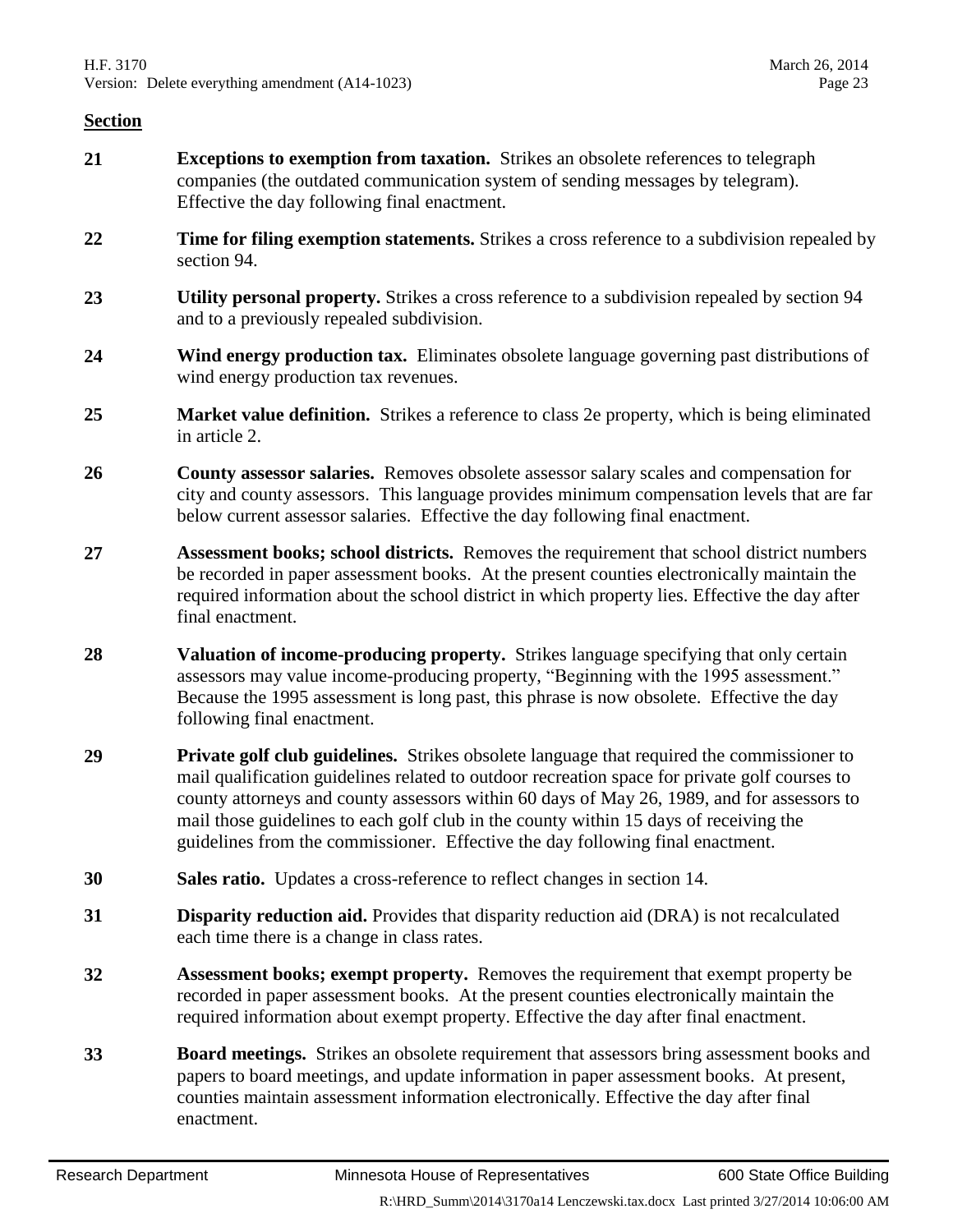**Section**

| | |
|---|---|
| **21** | **Exceptions to exemption from taxation.** Strikes an obsolete references to telegraph companies (the outdated communication system of sending messages by telegram). Effective the day following final enactment. |
| **22** | **Time for filing exemption statements.** Strikes a cross reference to a subdivision repealed by section 94. |
| **23** | **Utility personal property.** Strikes a cross reference to a subdivision repealed by section 94 and to a previously repealed subdivision. |
| **24** | **Wind energy production tax.** Eliminates obsolete language governing past distributions of wind energy production tax revenues. |
| **25** | **Market value definition.** Strikes a reference to class 2e property, which is being eliminated in article 2. |
| **26** | **County assessor salaries.** Removes obsolete assessor salary scales and compensation for city and county assessors. This language provides minimum compensation levels that are far below current assessor salaries. Effective the day following final enactment. |
| **27** | **Assessment books; school districts.** Removes the requirement that school district numbers be recorded in paper assessment books. At the present counties electronically maintain the required information about the school district in which property lies. Effective the day after final enactment. |
| **28** | **Valuation of income-producing property.** Strikes language specifying that only certain assessors may value income-producing property, "Beginning with the 1995 assessment." Because the 1995 assessment is long past, this phrase is now obsolete. Effective the day following final enactment. |
| **29** | **Private golf club guidelines.** Strikes obsolete language that required the commissioner to mail qualification guidelines related to outdoor recreation space for private golf courses to county attorneys and county assessors within 60 days of May 26, 1989, and for assessors to mail those guidelines to each golf club in the county within 15 days of receiving the guidelines from the commissioner. Effective the day following final enactment. |
| **30** | **Sales ratio.** Updates a cross-reference to reflect changes in section 14. |
| **31** | **Disparity reduction aid.** Provides that disparity reduction aid (DRA) is not recalculated each time there is a change in class rates. |
| **32** | **Assessment books; exempt property.** Removes the requirement that exempt property be recorded in paper assessment books. At the present counties electronically maintain the required information about exempt property. Effective the day after final enactment. |
| **33** | **Board meetings.** Strikes an obsolete requirement that assessors bring assessment books and papers to board meetings, and update information in paper assessment books. At present, counties maintain assessment information electronically. Effective the day after final enactment. |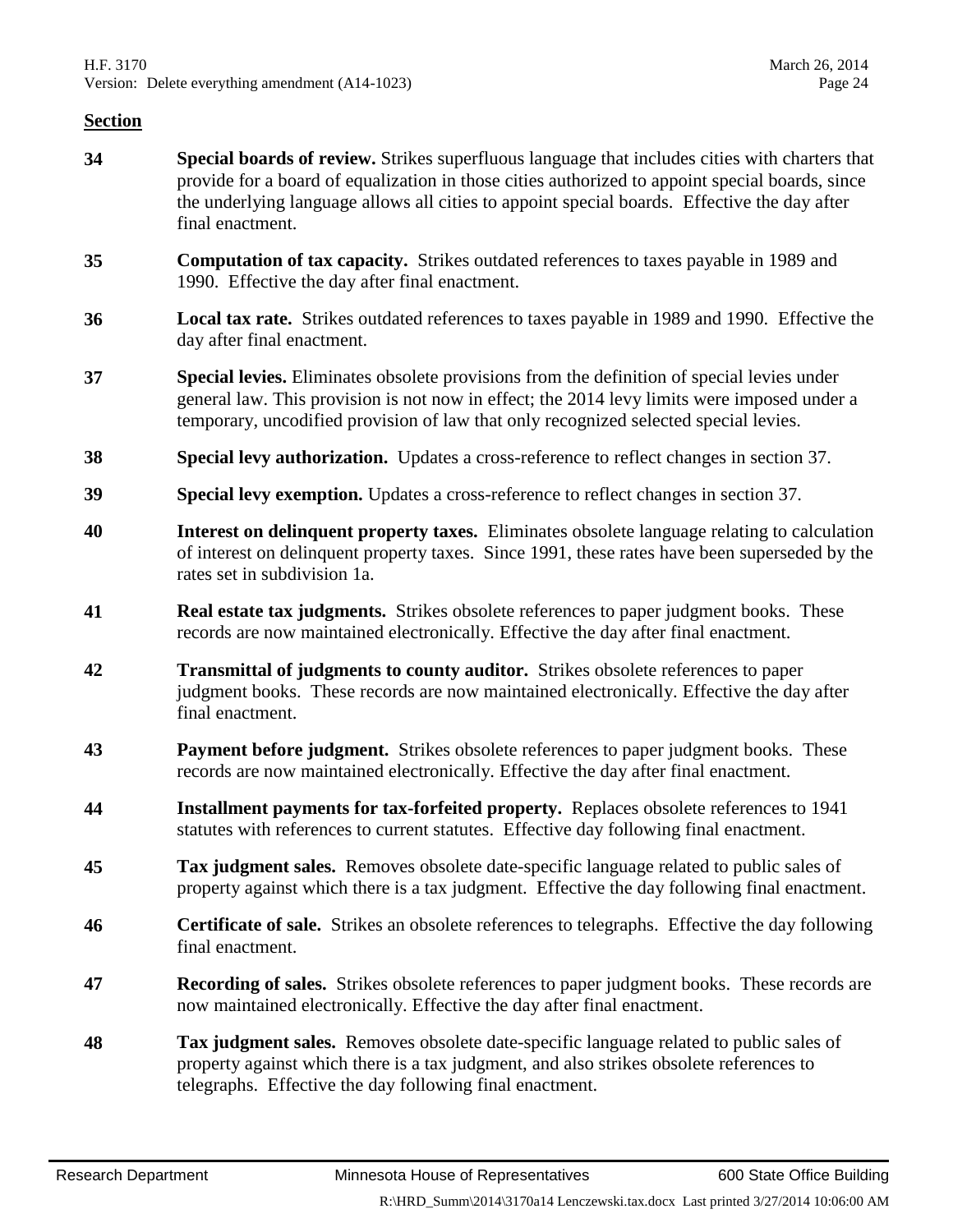**Section**

| | |
|---|---|
| **34** | **Special boards of review.** Strikes superfluous language that includes cities with charters that provide for a board of equalization in those cities authorized to appoint special boards, since the underlying language allows all cities to appoint special boards. Effective the day after final enactment. |
| **35** | **Computation of tax capacity.** Strikes outdated references to taxes payable in 1989 and 1990. Effective the day after final enactment. |
| **36** | **Local tax rate.** Strikes outdated references to taxes payable in 1989 and 1990. Effective the day after final enactment. |
| **37** | **Special levies.** Eliminates obsolete provisions from the definition of special levies under general law. This provision is not now in effect; the 2014 levy limits were imposed under a temporary, uncodified provision of law that only recognized selected special levies. |
| **38** | **Special levy authorization.** Updates a cross-reference to reflect changes in section 37. |
| **39** | **Special levy exemption.** Updates a cross-reference to reflect changes in section 37. |
| **40** | **Interest on delinquent property taxes.** Eliminates obsolete language relating to calculation of interest on delinquent property taxes. Since 1991, these rates have been superseded by the rates set in subdivision 1a. |
| **41** | **Real estate tax judgments.** Strikes obsolete references to paper judgment books. These records are now maintained electronically. Effective the day after final enactment. |
| **42** | **Transmittal of judgments to county auditor.** Strikes obsolete references to paper judgment books. These records are now maintained electronically. Effective the day after final enactment. |
| **43** | **Payment before judgment.** Strikes obsolete references to paper judgment books. These records are now maintained electronically. Effective the day after final enactment. |
| **44** | **Installment payments for tax-forfeited property.** Replaces obsolete references to 1941 statutes with references to current statutes. Effective day following final enactment. |
| **45** | **Tax judgment sales.** Removes obsolete date-specific language related to public sales of property against which there is a tax judgment. Effective the day following final enactment. |
| **46** | **Certificate of sale.** Strikes an obsolete references to telegraphs. Effective the day following final enactment. |
| **47** | **Recording of sales.** Strikes obsolete references to paper judgment books. These records are now maintained electronically. Effective the day after final enactment. |
| **48** | **Tax judgment sales.** Removes obsolete date-specific language related to public sales of property against which there is a tax judgment, and also strikes obsolete references to telegraphs. Effective the day following final enactment. |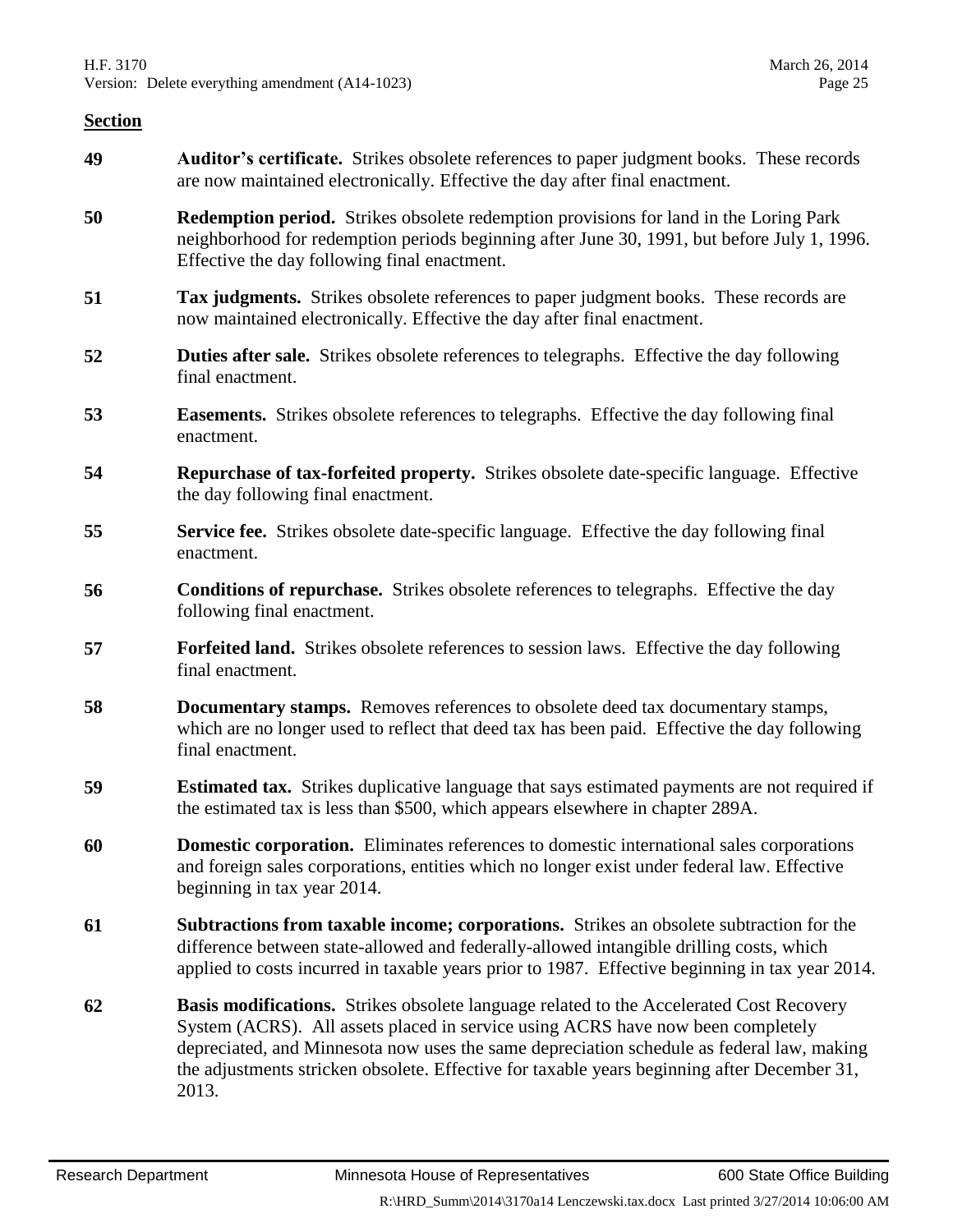**Section**

| | |
|---|---|
| **49** | **Auditor's certificate.** Strikes obsolete references to paper judgment books. These records are now maintained electronically. Effective the day after final enactment. |
| **50** | **Redemption period.** Strikes obsolete redemption provisions for land in the Loring Park neighborhood for redemption periods beginning after June 30, 1991, but before July 1, 1996. Effective the day following final enactment. |
| **51** | **Tax judgments.** Strikes obsolete references to paper judgment books. These records are now maintained electronically. Effective the day after final enactment. |
| **52** | **Duties after sale.** Strikes obsolete references to telegraphs. Effective the day following final enactment. |
| **53** | **Easements.** Strikes obsolete references to telegraphs. Effective the day following final enactment. |
| **54** | **Repurchase of tax-forfeited property.** Strikes obsolete date-specific language. Effective the day following final enactment. |
| **55** | **Service fee.** Strikes obsolete date-specific language. Effective the day following final enactment. |
| **56** | **Conditions of repurchase.** Strikes obsolete references to telegraphs. Effective the day following final enactment. |
| **57** | **Forfeited land.** Strikes obsolete references to session laws. Effective the day following final enactment. |
| **58** | **Documentary stamps.** Removes references to obsolete deed tax documentary stamps, which are no longer used to reflect that deed tax has been paid. Effective the day following final enactment. |
| **59** | **Estimated tax.** Strikes duplicative language that says estimated payments are not required if the estimated tax is less than $500, which appears elsewhere in chapter 289A. |
| **60** | **Domestic corporation.** Eliminates references to domestic international sales corporations and foreign sales corporations, entities which no longer exist under federal law. Effective beginning in tax year 2014. |
| **61** | **Subtractions from taxable income; corporations.** Strikes an obsolete subtraction for the difference between state-allowed and federally-allowed intangible drilling costs, which applied to costs incurred in taxable years prior to 1987. Effective beginning in tax year 2014. |
| **62** | **Basis modifications.** Strikes obsolete language related to the Accelerated Cost Recovery System (ACRS). All assets placed in service using ACRS have now been completely depreciated, and Minnesota now uses the same depreciation schedule as federal law, making the adjustments stricken obsolete. Effective for taxable years beginning after December 31, 2013. |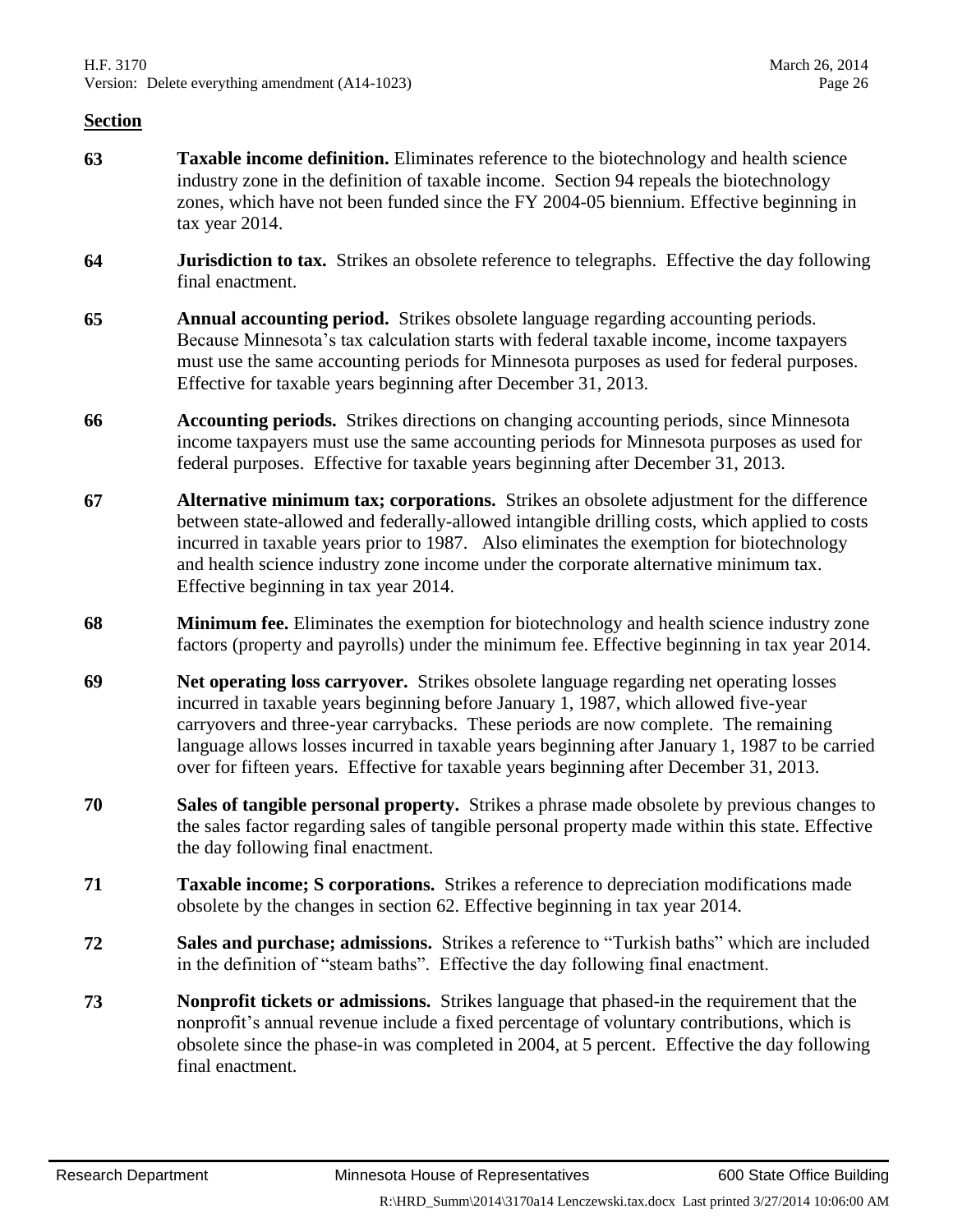**Section**

**63** **Taxable income definition.** Eliminates reference to the biotechnology and health science industry zone in the definition of taxable income. Section 94 repeals the biotechnology zones, which have not been funded since the FY 2004-05 biennium. Effective beginning in tax year 2014.

**64** **Jurisdiction to tax.** Strikes an obsolete reference to telegraphs. Effective the day following final enactment.

**65** **Annual accounting period.** Strikes obsolete language regarding accounting periods. Because Minnesota's tax calculation starts with federal taxable income, income taxpayers must use the same accounting periods for Minnesota purposes as used for federal purposes. Effective for taxable years beginning after December 31, 2013.

**66** **Accounting periods.** Strikes directions on changing accounting periods, since Minnesota income taxpayers must use the same accounting periods for Minnesota purposes as used for federal purposes. Effective for taxable years beginning after December 31, 2013.

**67** **Alternative minimum tax; corporations.** Strikes an obsolete adjustment for the difference between state-allowed and federally-allowed intangible drilling costs, which applied to costs incurred in taxable years prior to 1987. Also eliminates the exemption for biotechnology and health science industry zone income under the corporate alternative minimum tax. Effective beginning in tax year 2014.

**68** **Minimum fee.** Eliminates the exemption for biotechnology and health science industry zone factors (property and payrolls) under the minimum fee. Effective beginning in tax year 2014.

**69** **Net operating loss carryover.** Strikes obsolete language regarding net operating losses incurred in taxable years beginning before January 1, 1987, which allowed five-year carryovers and three-year carrybacks. These periods are now complete. The remaining language allows losses incurred in taxable years beginning after January 1, 1987 to be carried over for fifteen years. Effective for taxable years beginning after December 31, 2013.

**70** **Sales of tangible personal property.** Strikes a phrase made obsolete by previous changes to the sales factor regarding sales of tangible personal property made within this state. Effective the day following final enactment.

**71** **Taxable income; S corporations.** Strikes a reference to depreciation modifications made obsolete by the changes in section 62. Effective beginning in tax year 2014.

**72** **Sales and purchase; admissions.** Strikes a reference to "Turkish baths" which are included in the definition of "steam baths". Effective the day following final enactment.

**73** **Nonprofit tickets or admissions.** Strikes language that phased-in the requirement that the nonprofit's annual revenue include a fixed percentage of voluntary contributions, which is obsolete since the phase-in was completed in 2004, at 5 percent. Effective the day following final enactment.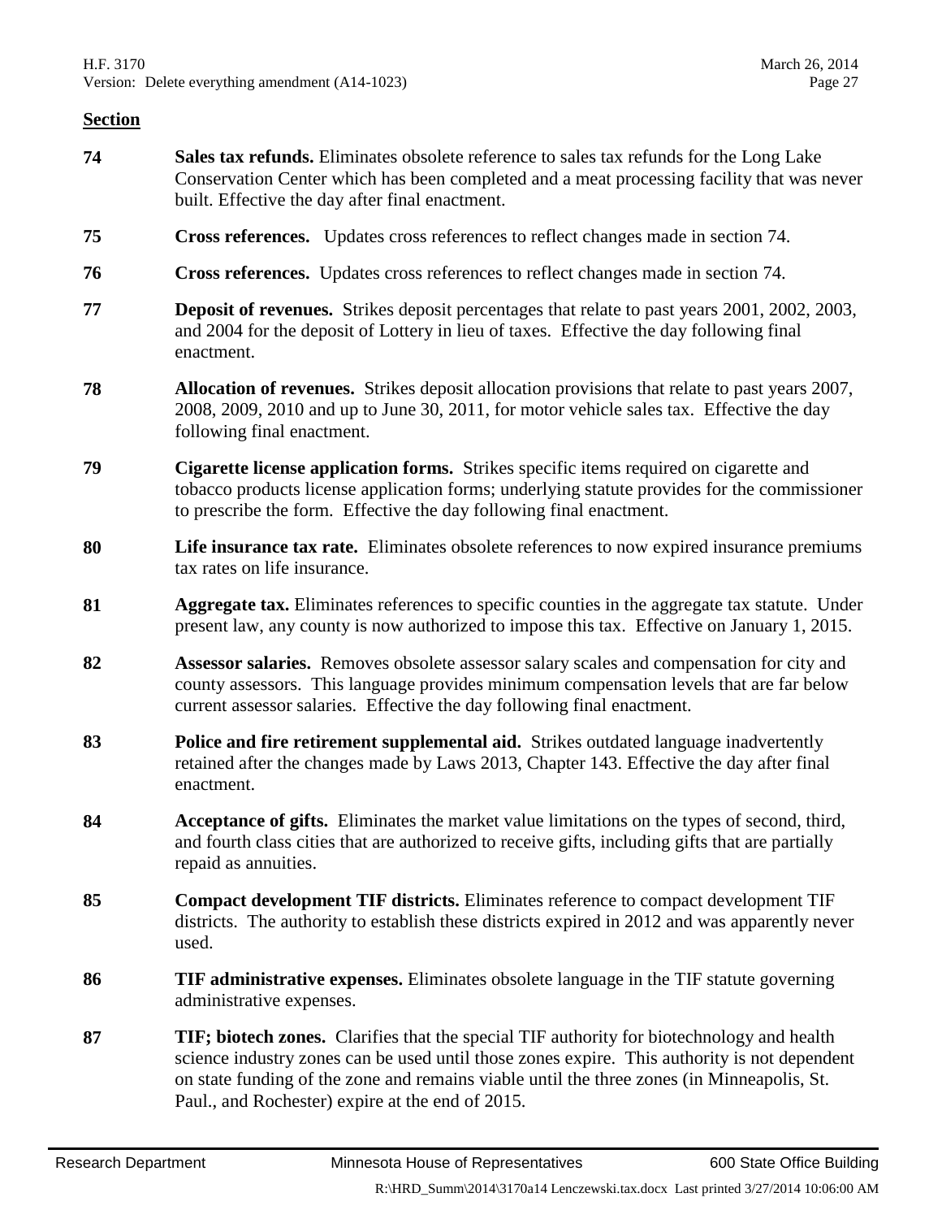**Section**

| | |
|---|---|
| **74** | **Sales tax refunds.** Eliminates obsolete reference to sales tax refunds for the Long Lake Conservation Center which has been completed and a meat processing facility that was never built. Effective the day after final enactment. |
| **75** | **Cross references.** Updates cross references to reflect changes made in section 74. |
| **76** | **Cross references.** Updates cross references to reflect changes made in section 74. |
| **77** | **Deposit of revenues.** Strikes deposit percentages that relate to past years 2001, 2002, 2003, and 2004 for the deposit of Lottery in lieu of taxes. Effective the day following final enactment. |
| **78** | **Allocation of revenues.** Strikes deposit allocation provisions that relate to past years 2007, 2008, 2009, 2010 and up to June 30, 2011, for motor vehicle sales tax. Effective the day following final enactment. |
| **79** | **Cigarette license application forms.** Strikes specific items required on cigarette and tobacco products license application forms; underlying statute provides for the commissioner to prescribe the form. Effective the day following final enactment. |
| **80** | **Life insurance tax rate.** Eliminates obsolete references to now expired insurance premiums tax rates on life insurance. |
| **81** | **Aggregate tax.** Eliminates references to specific counties in the aggregate tax statute. Under present law, any county is now authorized to impose this tax. Effective on January 1, 2015. |
| **82** | **Assessor salaries.** Removes obsolete assessor salary scales and compensation for city and county assessors. This language provides minimum compensation levels that are far below current assessor salaries. Effective the day following final enactment. |
| **83** | **Police and fire retirement supplemental aid.** Strikes outdated language inadvertently retained after the changes made by Laws 2013, Chapter 143. Effective the day after final enactment. |
| **84** | **Acceptance of gifts.** Eliminates the market value limitations on the types of second, third, and fourth class cities that are authorized to receive gifts, including gifts that are partially repaid as annuities. |
| **85** | **Compact development TIF districts.** Eliminates reference to compact development TIF districts. The authority to establish these districts expired in 2012 and was apparently never used. |
| **86** | **TIF administrative expenses.** Eliminates obsolete language in the TIF statute governing administrative expenses. |
| **87** | **TIF; biotech zones.** Clarifies that the special TIF authority for biotechnology and health science industry zones can be used until those zones expire. This authority is not dependent on state funding of the zone and remains viable until the three zones (in Minneapolis, St. Paul., and Rochester) expire at the end of 2015. |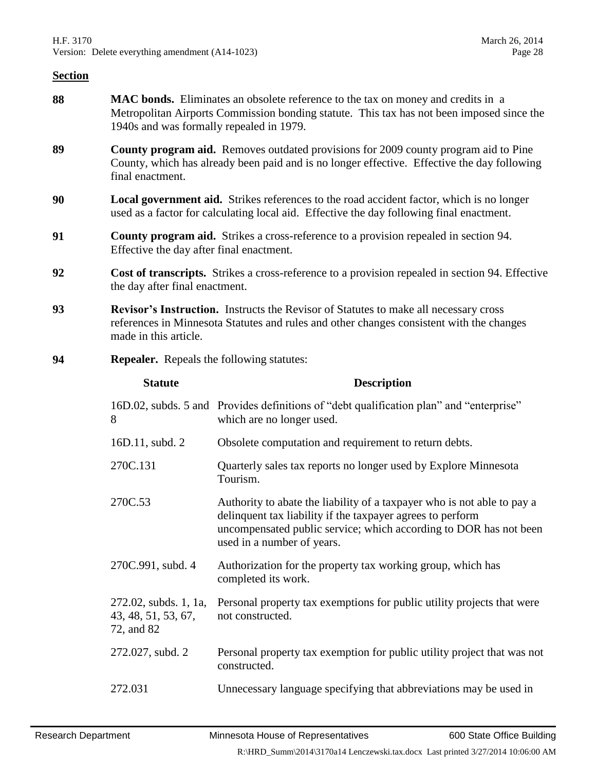**Section**

**88** **MAC bonds.** Eliminates an obsolete reference to the tax on money and credits in a Metropolitan Airports Commission bonding statute. This tax has not been imposed since the 1940s and was formally repealed in 1979.

**89** **County program aid.** Removes outdated provisions for 2009 county program aid to Pine County, which has already been paid and is no longer effective. Effective the day following final enactment.

**90** **Local government aid.** Strikes references to the road accident factor, which is no longer used as a factor for calculating local aid. Effective the day following final enactment.

**91** **County program aid.** Strikes a cross-reference to a provision repealed in section 94. Effective the day after final enactment.

**92** **Cost of transcripts.** Strikes a cross-reference to a provision repealed in section 94. Effective the day after final enactment.

**93** **Revisor's Instruction.** Instructs the Revisor of Statutes to make all necessary cross references in Minnesota Statutes and rules and other changes consistent with the changes made in this article.

**94** **Repealer.** Repeals the following statutes:

| Statute | Description |
|---|---|
| 16D.02, subds. 5 and 8 | Provides definitions of "debt qualification plan" and "enterprise" which are no longer used. |
| 16D.11, subd. 2 | Obsolete computation and requirement to return debts. |
| 270C.131 | Quarterly sales tax reports no longer used by Explore Minnesota Tourism. |
| 270C.53 | Authority to abate the liability of a taxpayer who is not able to pay a delinquent tax liability if the taxpayer agrees to perform uncompensated public service; which according to DOR has not been used in a number of years. |
| 270C.991, subd. 4 | Authorization for the property tax working group, which has completed its work. |
| 272.02, subds. 1, 1a, 43, 48, 51, 53, 67, 72, and 82 | Personal property tax exemptions for public utility projects that were not constructed. |
| 272.027, subd. 2 | Personal property tax exemption for public utility project that was not constructed. |
| 272.031 | Unnecessary language specifying that abbreviations may be used in |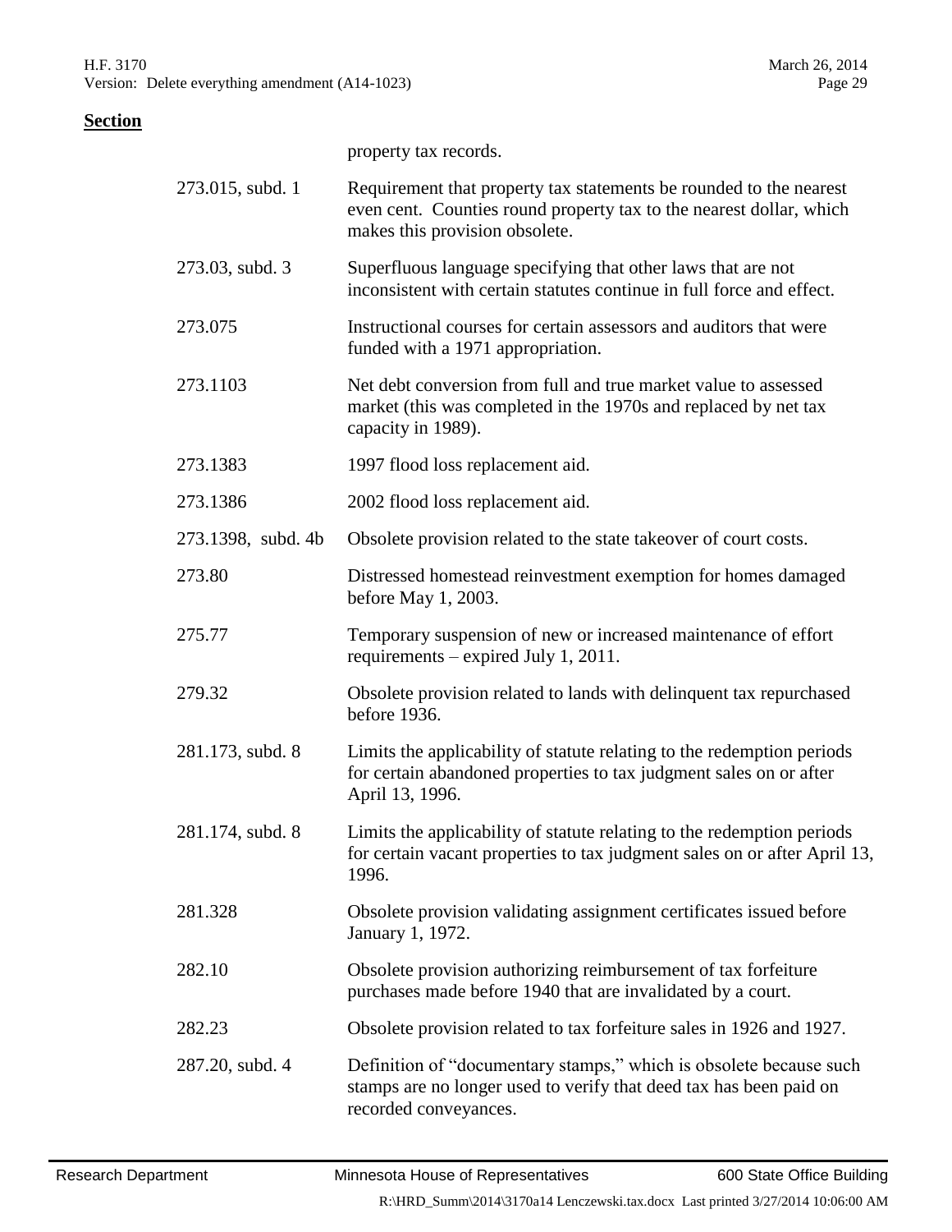**Section**

| | |
|---|---|
| | property tax records. |
| 273.015, subd. 1 | Requirement that property tax statements be rounded to the nearest even cent. Counties round property tax to the nearest dollar, which makes this provision obsolete. |
| 273.03, subd. 3 | Superfluous language specifying that other laws that are not inconsistent with certain statutes continue in full force and effect. |
| 273.075 | Instructional courses for certain assessors and auditors that were funded with a 1971 appropriation. |
| 273.1103 | Net debt conversion from full and true market value to assessed market (this was completed in the 1970s and replaced by net tax capacity in 1989). |
| 273.1383 | 1997 flood loss replacement aid. |
| 273.1386 | 2002 flood loss replacement aid. |
| 273.1398, subd. 4b | Obsolete provision related to the state takeover of court costs. |
| 273.80 | Distressed homestead reinvestment exemption for homes damaged before May 1, 2003. |
| 275.77 | Temporary suspension of new or increased maintenance of effort requirements – expired July 1, 2011. |
| 279.32 | Obsolete provision related to lands with delinquent tax repurchased before 1936. |
| 281.173, subd. 8 | Limits the applicability of statute relating to the redemption periods for certain abandoned properties to tax judgment sales on or after April 13, 1996. |
| 281.174, subd. 8 | Limits the applicability of statute relating to the redemption periods for certain vacant properties to tax judgment sales on or after April 13, 1996. |
| 281.328 | Obsolete provision validating assignment certificates issued before January 1, 1972. |
| 282.10 | Obsolete provision authorizing reimbursement of tax forfeiture purchases made before 1940 that are invalidated by a court. |
| 282.23 | Obsolete provision related to tax forfeiture sales in 1926 and 1927. |
| 287.20, subd. 4 | Definition of "documentary stamps," which is obsolete because such stamps are no longer used to verify that deed tax has been paid on recorded conveyances. |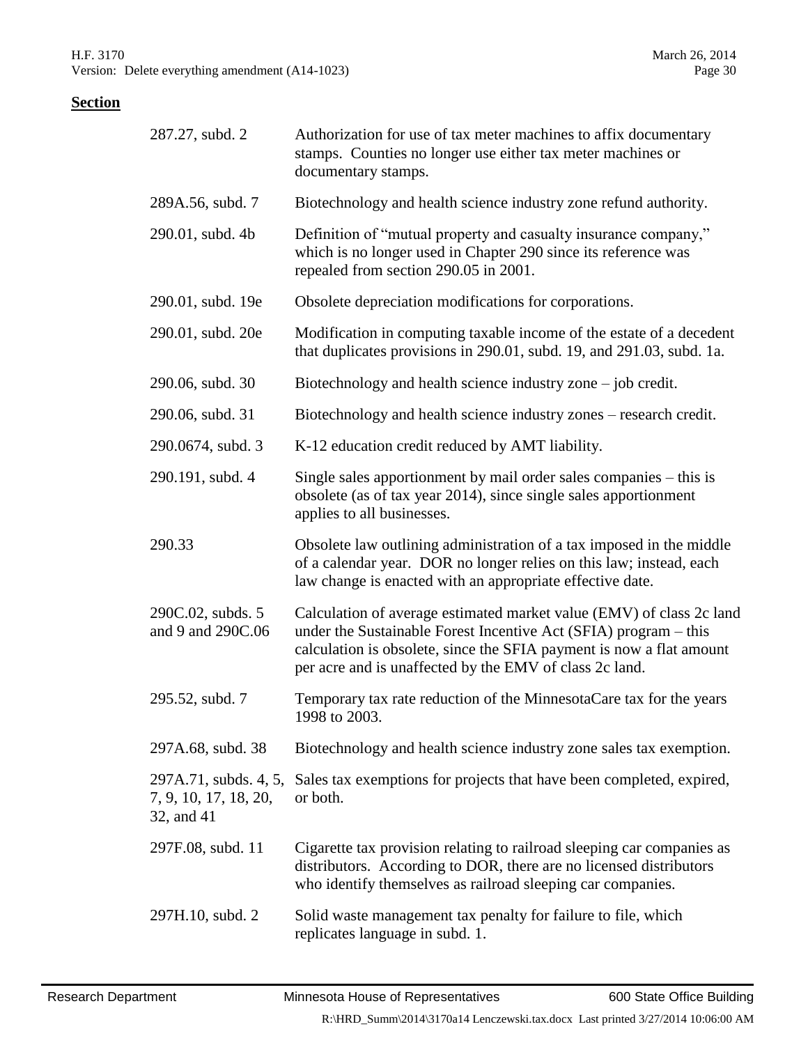**Section**

| | |
|---|---|
| 287.27, subd. 2 | Authorization for use of tax meter machines to affix documentary stamps. Counties no longer use either tax meter machines or documentary stamps. |
| 289A.56, subd. 7 | Biotechnology and health science industry zone refund authority. |
| 290.01, subd. 4b | Definition of "mutual property and casualty insurance company," which is no longer used in Chapter 290 since its reference was repealed from section 290.05 in 2001. |
| 290.01, subd. 19e | Obsolete depreciation modifications for corporations. |
| 290.01, subd. 20e | Modification in computing taxable income of the estate of a decedent that duplicates provisions in 290.01, subd. 19, and 291.03, subd. 1a. |
| 290.06, subd. 30 | Biotechnology and health science industry zone – job credit. |
| 290.06, subd. 31 | Biotechnology and health science industry zones – research credit. |
| 290.0674, subd. 3 | K-12 education credit reduced by AMT liability. |
| 290.191, subd. 4 | Single sales apportionment by mail order sales companies – this is obsolete (as of tax year 2014), since single sales apportionment applies to all businesses. |
| 290.33 | Obsolete law outlining administration of a tax imposed in the middle of a calendar year. DOR no longer relies on this law; instead, each law change is enacted with an appropriate effective date. |
| 290C.02, subds. 5 and 9 and 290C.06 | Calculation of average estimated market value (EMV) of class 2c land under the Sustainable Forest Incentive Act (SFIA) program – this calculation is obsolete, since the SFIA payment is now a flat amount per acre and is unaffected by the EMV of class 2c land. |
| 295.52, subd. 7 | Temporary tax rate reduction of the MinnesotaCare tax for the years 1998 to 2003. |
| 297A.68, subd. 38 | Biotechnology and health science industry zone sales tax exemption. |
| 297A.71, subds. 4, 5, 7, 9, 10, 17, 18, 20, 32, and 41 | Sales tax exemptions for projects that have been completed, expired, or both. |
| 297F.08, subd. 11 | Cigarette tax provision relating to railroad sleeping car companies as distributors. According to DOR, there are no licensed distributors who identify themselves as railroad sleeping car companies. |
| 297H.10, subd. 2 | Solid waste management tax penalty for failure to file, which replicates language in subd. 1. |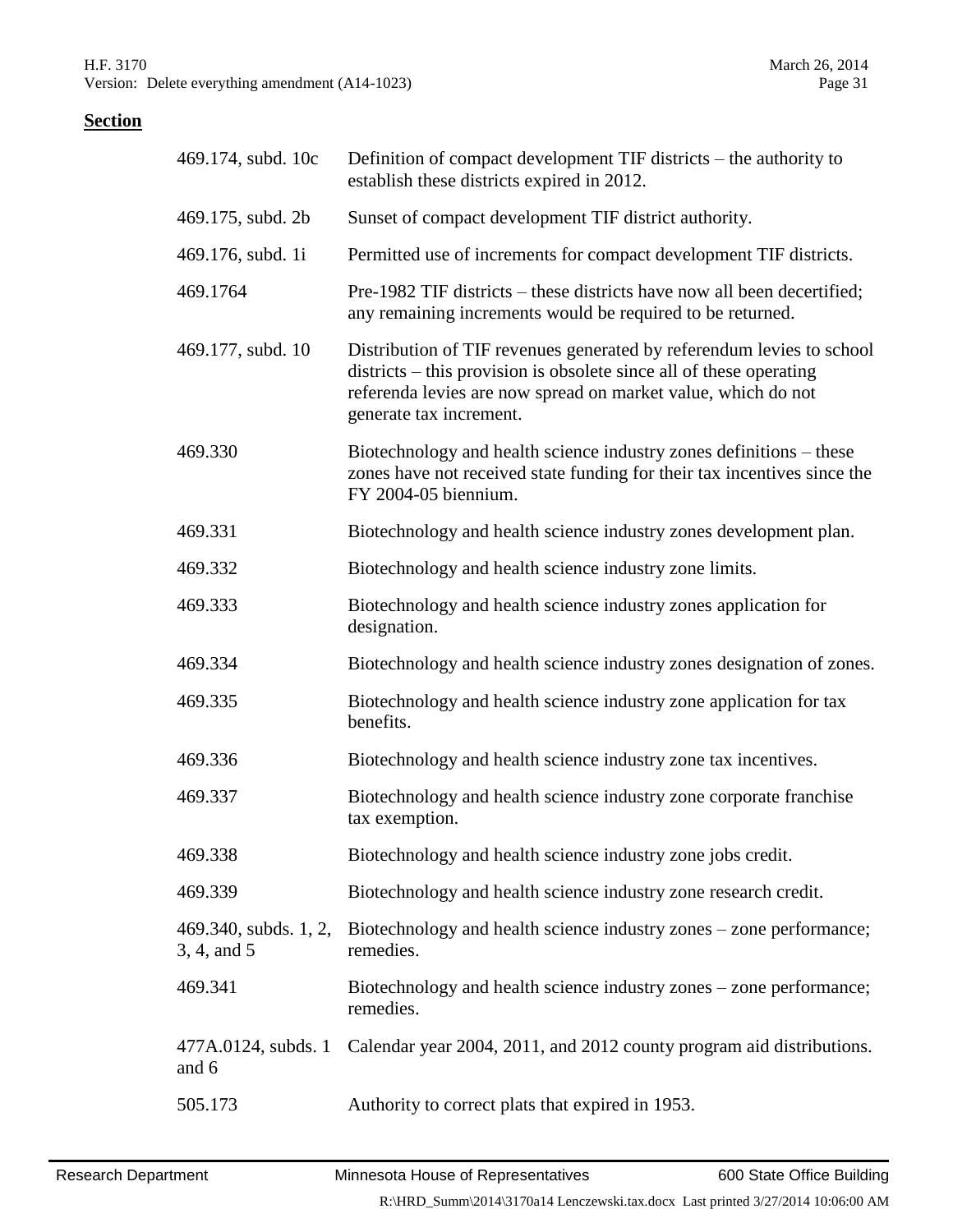**Section**

| | |
|---|---|
| 469.174, subd. 10c | Definition of compact development TIF districts – the authority to establish these districts expired in 2012. |
| 469.175, subd. 2b | Sunset of compact development TIF district authority. |
| 469.176, subd. 1i | Permitted use of increments for compact development TIF districts. |
| 469.1764 | Pre-1982 TIF districts – these districts have now all been decertified; any remaining increments would be required to be returned. |
| 469.177, subd. 10 | Distribution of TIF revenues generated by referendum levies to school districts – this provision is obsolete since all of these operating referenda levies are now spread on market value, which do not generate tax increment. |
| 469.330 | Biotechnology and health science industry zones definitions – these zones have not received state funding for their tax incentives since the FY 2004-05 biennium. |
| 469.331 | Biotechnology and health science industry zones development plan. |
| 469.332 | Biotechnology and health science industry zone limits. |
| 469.333 | Biotechnology and health science industry zones application for designation. |
| 469.334 | Biotechnology and health science industry zones designation of zones. |
| 469.335 | Biotechnology and health science industry zone application for tax benefits. |
| 469.336 | Biotechnology and health science industry zone tax incentives. |
| 469.337 | Biotechnology and health science industry zone corporate franchise tax exemption. |
| 469.338 | Biotechnology and health science industry zone jobs credit. |
| 469.339 | Biotechnology and health science industry zone research credit. |
| 469.340, subds. 1, 2, 3, 4, and 5 | Biotechnology and health science industry zones – zone performance; remedies. |
| 469.341 | Biotechnology and health science industry zones – zone performance; remedies. |
| 477A.0124, subds. 1 and 6 | Calendar year 2004, 2011, and 2012 county program aid distributions. |
| 505.173 | Authority to correct plats that expired in 1953. |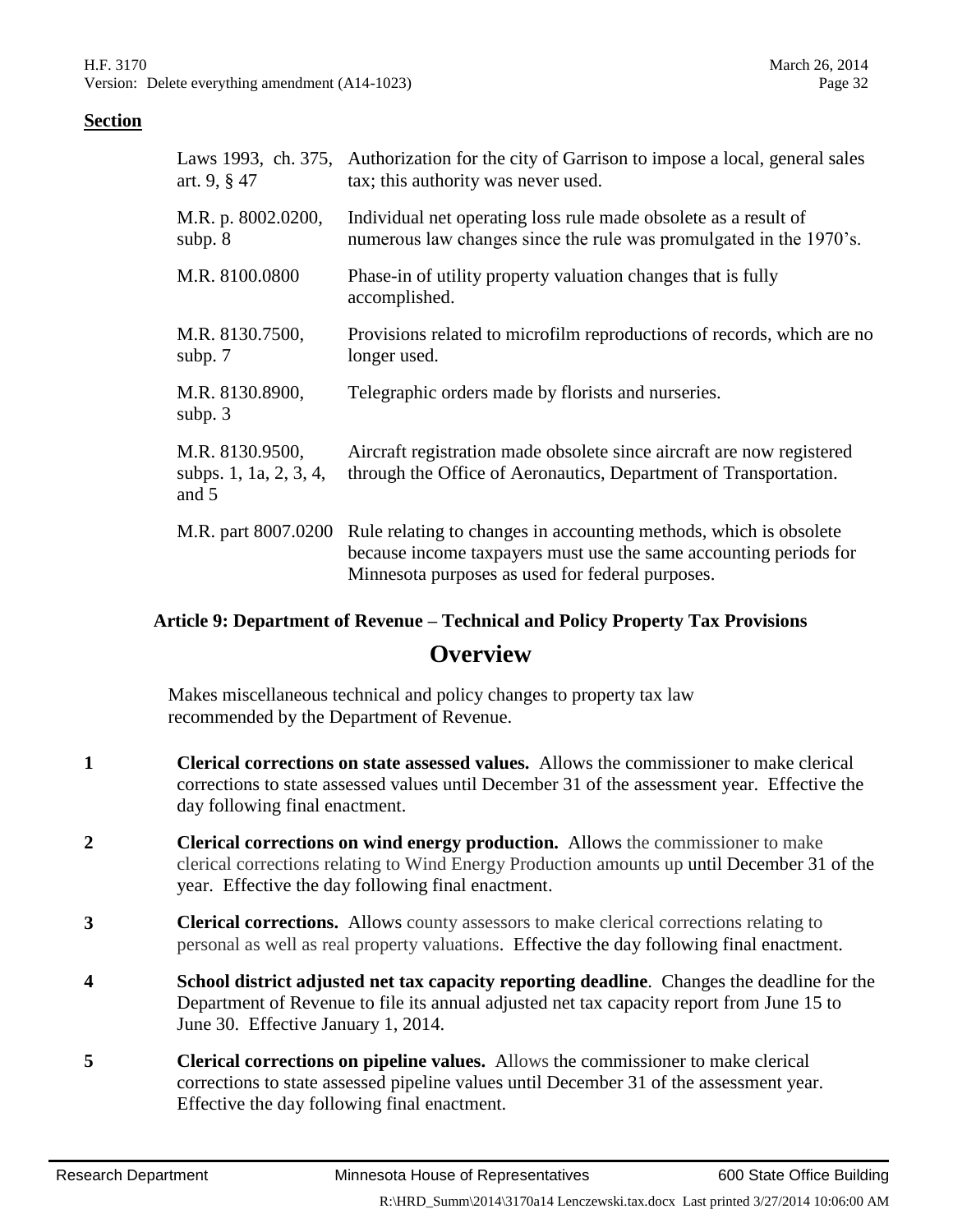**Section**

| | |
|---|---|
| Laws 1993, ch. 375, art. 9, § 47 | Authorization for the city of Garrison to impose a local, general sales tax; this authority was never used. |
| M.R. p. 8002.0200, subp. 8 | Individual net operating loss rule made obsolete as a result of numerous law changes since the rule was promulgated in the 1970's. |
| M.R. 8100.0800 | Phase-in of utility property valuation changes that is fully accomplished. |
| M.R. 8130.7500, subp. 7 | Provisions related to microfilm reproductions of records, which are no longer used. |
| M.R. 8130.8900, subp. 3 | Telegraphic orders made by florists and nurseries. |
| M.R. 8130.9500, subps. 1, 1a, 2, 3, 4, and 5 | Aircraft registration made obsolete since aircraft are now registered through the Office of Aeronautics, Department of Transportation. |
| M.R. part 8007.0200 | Rule relating to changes in accounting methods, which is obsolete because income taxpayers must use the same accounting periods for Minnesota purposes as used for federal purposes. |

### Article 9: Department of Revenue – Technical and Policy Property Tax Provisions

## Overview

Makes miscellaneous technical and policy changes to property tax law recommended by the Department of Revenue.

**1** **Clerical corrections on state assessed values.** Allows the commissioner to make clerical corrections to state assessed values until December 31 of the assessment year. Effective the day following final enactment.

**2** **Clerical corrections on wind energy production.** Allows the commissioner to make clerical corrections relating to Wind Energy Production amounts up until December 31 of the year. Effective the day following final enactment.

**3** **Clerical corrections.** Allows county assessors to make clerical corrections relating to personal as well as real property valuations. Effective the day following final enactment.

**4** **School district adjusted net tax capacity reporting deadline**. Changes the deadline for the Department of Revenue to file its annual adjusted net tax capacity report from June 15 to June 30. Effective January 1, 2014.

**5** **Clerical corrections on pipeline values.** Allows the commissioner to make clerical corrections to state assessed pipeline values until December 31 of the assessment year. Effective the day following final enactment.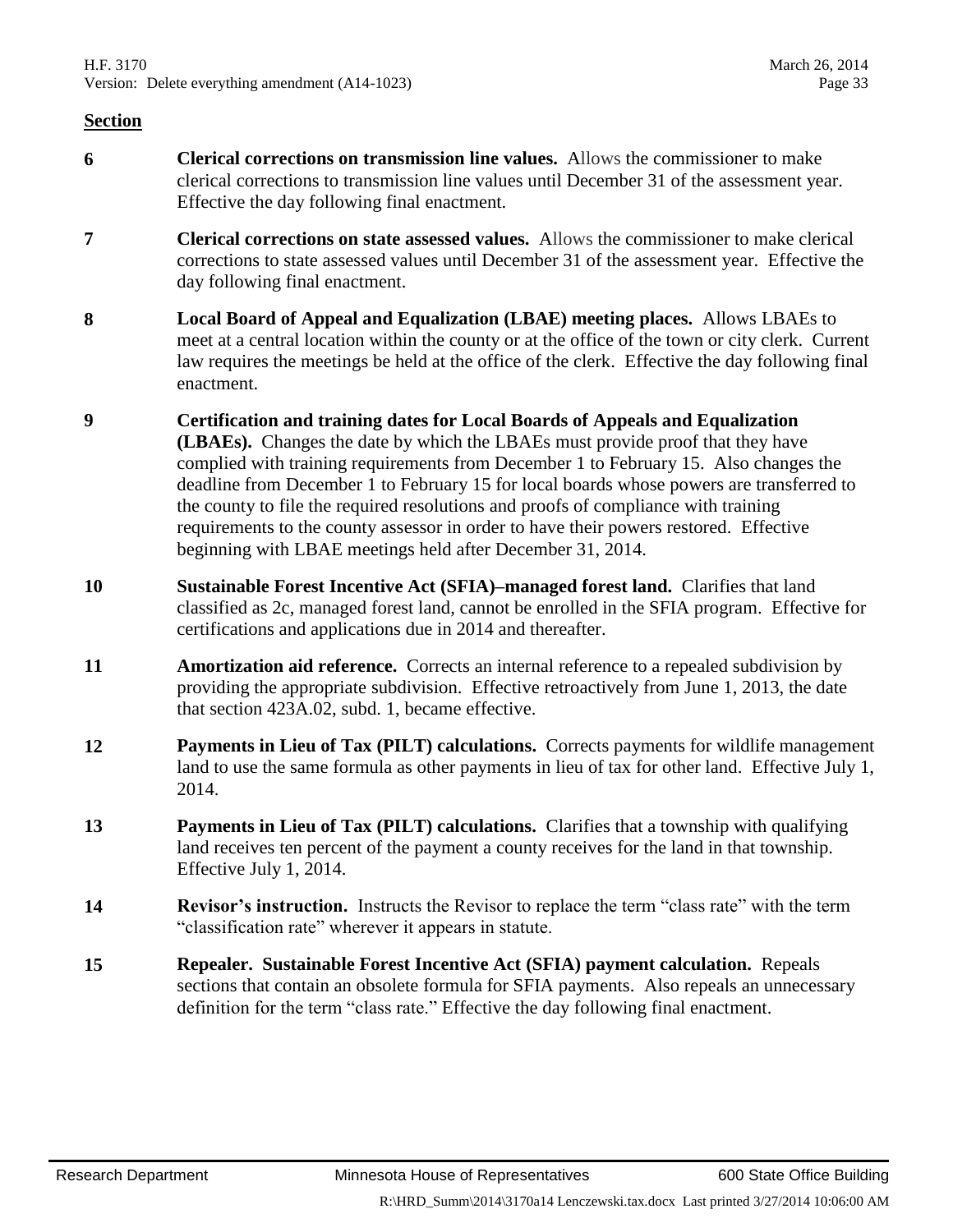**Section**

**6** **Clerical corrections on transmission line values.** Allows the commissioner to make clerical corrections to transmission line values until December 31 of the assessment year. Effective the day following final enactment.

**7** **Clerical corrections on state assessed values.** Allows the commissioner to make clerical corrections to state assessed values until December 31 of the assessment year. Effective the day following final enactment.

**8** **Local Board of Appeal and Equalization (LBAE) meeting places.** Allows LBAEs to meet at a central location within the county or at the office of the town or city clerk. Current law requires the meetings be held at the office of the clerk. Effective the day following final enactment.

**9** **Certification and training dates for Local Boards of Appeals and Equalization (LBAEs).** Changes the date by which the LBAEs must provide proof that they have complied with training requirements from December 1 to February 15. Also changes the deadline from December 1 to February 15 for local boards whose powers are transferred to the county to file the required resolutions and proofs of compliance with training requirements to the county assessor in order to have their powers restored. Effective beginning with LBAE meetings held after December 31, 2014.

**10** **Sustainable Forest Incentive Act (SFIA)–managed forest land.** Clarifies that land classified as 2c, managed forest land, cannot be enrolled in the SFIA program. Effective for certifications and applications due in 2014 and thereafter.

**11** **Amortization aid reference.** Corrects an internal reference to a repealed subdivision by providing the appropriate subdivision. Effective retroactively from June 1, 2013, the date that section 423A.02, subd. 1, became effective.

**12** **Payments in Lieu of Tax (PILT) calculations.** Corrects payments for wildlife management land to use the same formula as other payments in lieu of tax for other land. Effective July 1, 2014.

**13** **Payments in Lieu of Tax (PILT) calculations.** Clarifies that a township with qualifying land receives ten percent of the payment a county receives for the land in that township. Effective July 1, 2014.

**14** **Revisor's instruction.** Instructs the Revisor to replace the term "class rate" with the term "classification rate" wherever it appears in statute.

**15** **Repealer. Sustainable Forest Incentive Act (SFIA) payment calculation.** Repeals sections that contain an obsolete formula for SFIA payments. Also repeals an unnecessary definition for the term "class rate." Effective the day following final enactment.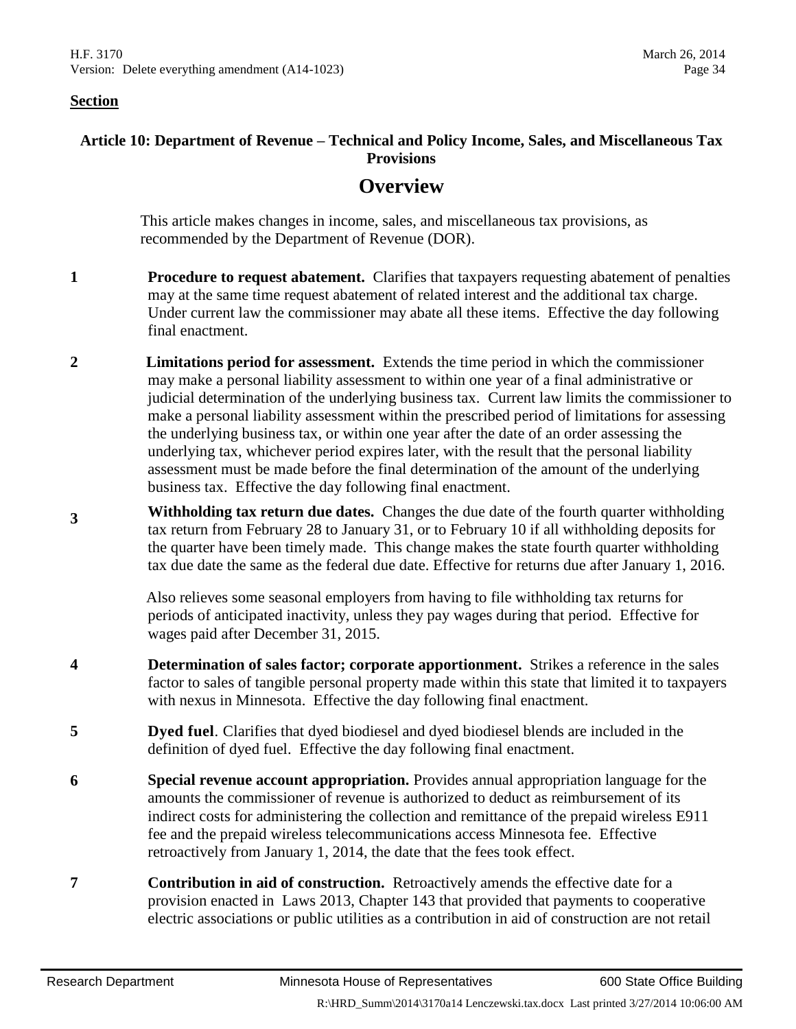**Section**

### Article 10: Department of Revenue – Technical and Policy Income, Sales, and Miscellaneous Tax Provisions

## Overview

This article makes changes in income, sales, and miscellaneous tax provisions, as recommended by the Department of Revenue (DOR).

**1** **Procedure to request abatement.** Clarifies that taxpayers requesting abatement of penalties may at the same time request abatement of related interest and the additional tax charge. Under current law the commissioner may abate all these items. Effective the day following final enactment.

**2** **Limitations period for assessment.** Extends the time period in which the commissioner may make a personal liability assessment to within one year of a final administrative or judicial determination of the underlying business tax. Current law limits the commissioner to make a personal liability assessment within the prescribed period of limitations for assessing the underlying business tax, or within one year after the date of an order assessing the underlying tax, whichever period expires later, with the result that the personal liability assessment must be made before the final determination of the amount of the underlying business tax. Effective the day following final enactment.

**3** **Withholding tax return due dates.** Changes the due date of the fourth quarter withholding tax return from February 28 to January 31, or to February 10 if all withholding deposits for the quarter have been timely made. This change makes the state fourth quarter withholding tax due date the same as the federal due date. Effective for returns due after January 1, 2016.

Also relieves some seasonal employers from having to file withholding tax returns for periods of anticipated inactivity, unless they pay wages during that period. Effective for wages paid after December 31, 2015.

**4** **Determination of sales factor; corporate apportionment.** Strikes a reference in the sales factor to sales of tangible personal property made within this state that limited it to taxpayers with nexus in Minnesota. Effective the day following final enactment.

**5** **Dyed fuel**. Clarifies that dyed biodiesel and dyed biodiesel blends are included in the definition of dyed fuel. Effective the day following final enactment.

**6** **Special revenue account appropriation.** Provides annual appropriation language for the amounts the commissioner of revenue is authorized to deduct as reimbursement of its indirect costs for administering the collection and remittance of the prepaid wireless E911 fee and the prepaid wireless telecommunications access Minnesota fee. Effective retroactively from January 1, 2014, the date that the fees took effect.

**7** **Contribution in aid of construction.** Retroactively amends the effective date for a provision enacted in Laws 2013, Chapter 143 that provided that payments to cooperative electric associations or public utilities as a contribution in aid of construction are not retail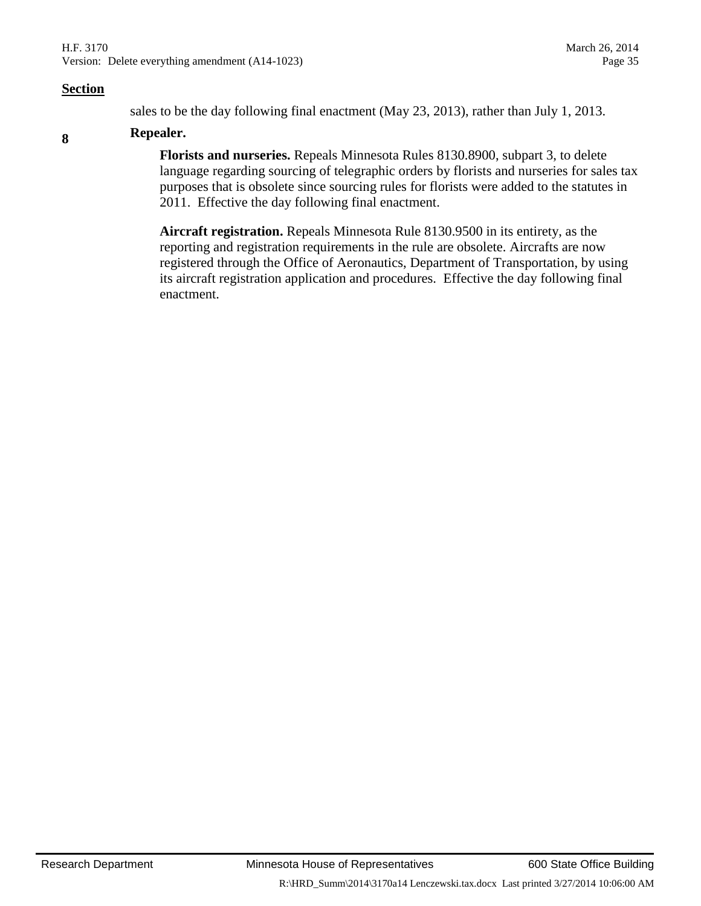**Section**

sales to be the day following final enactment (May 23, 2013), rather than July 1, 2013.

**8** **Repealer.**

**Florists and nurseries.** Repeals Minnesota Rules 8130.8900, subpart 3, to delete language regarding sourcing of telegraphic orders by florists and nurseries for sales tax purposes that is obsolete since sourcing rules for florists were added to the statutes in 2011. Effective the day following final enactment.

**Aircraft registration.** Repeals Minnesota Rule 8130.9500 in its entirety, as the reporting and registration requirements in the rule are obsolete. Aircrafts are now registered through the Office of Aeronautics, Department of Transportation, by using its aircraft registration application and procedures. Effective the day following final enactment.